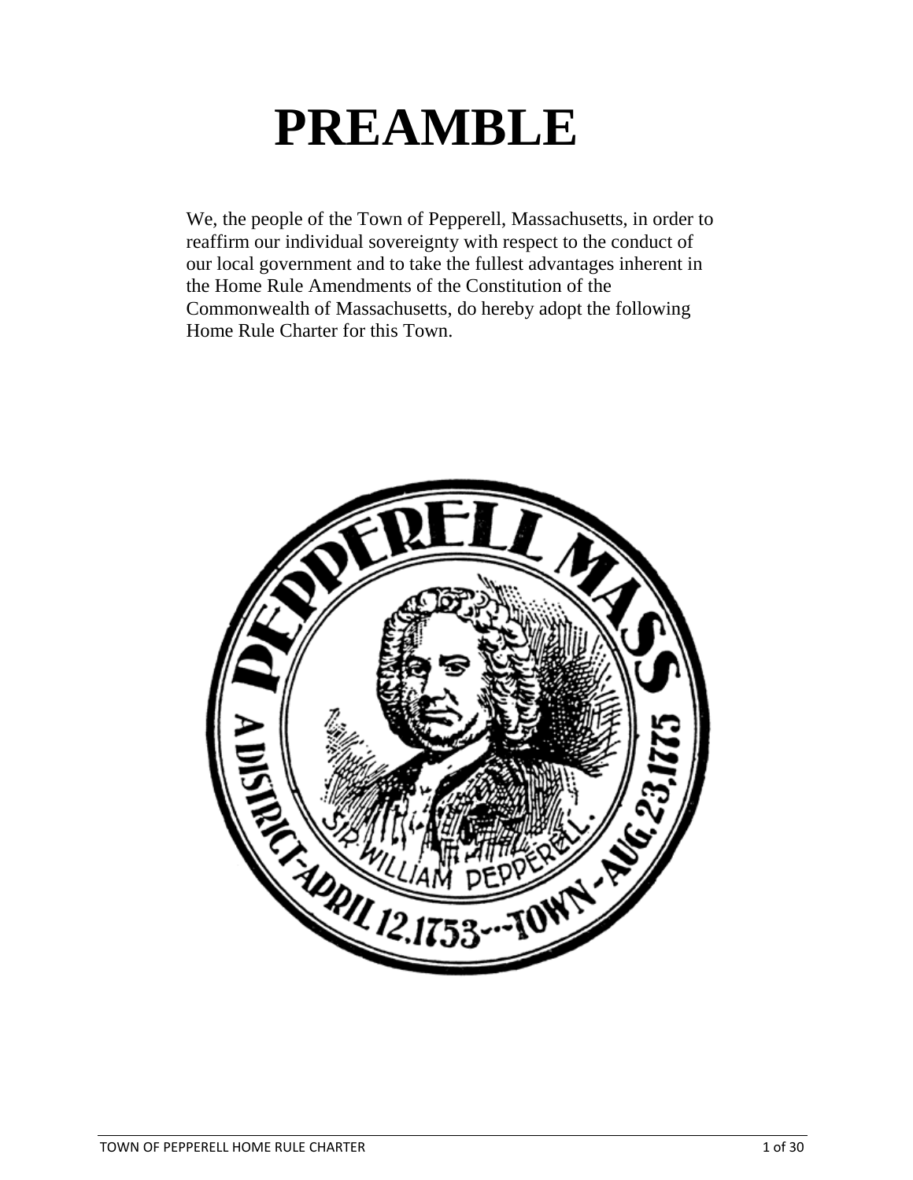# PREAMBLE

We, the people of the Town of Pepperell, Massachusetts, in order to reaffirm our individual sovereignty with respect to the conduct of our local government and to take the fullest advantages inherent in the Home Rule Amendments of the Constitution of the Commonwealth of Massachusetts, do hereby adopt the following Home Rule Charter for this Town.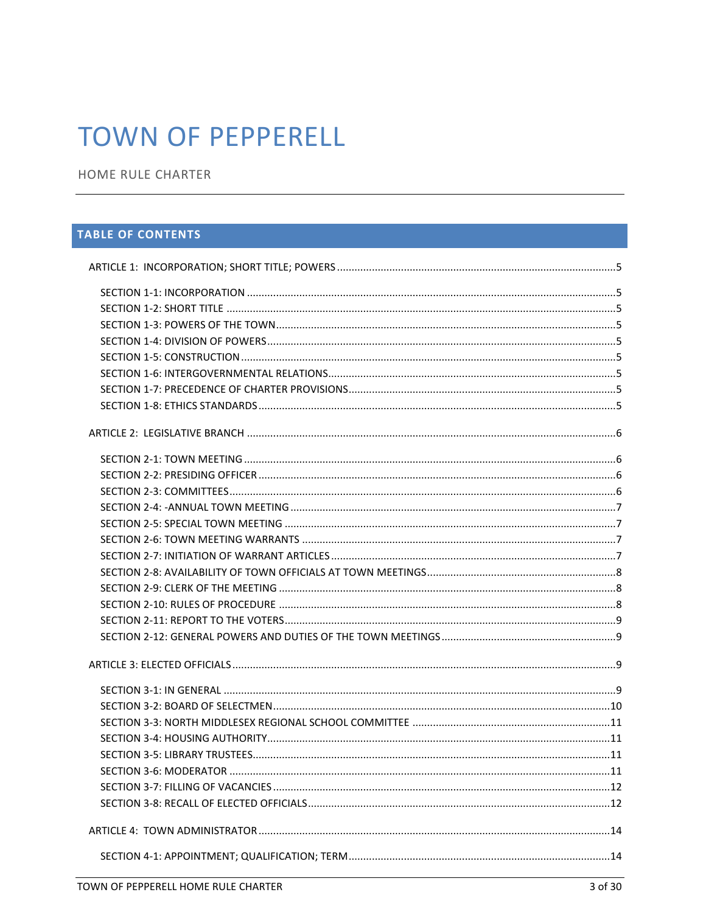# TOWN OF PEPPERELL

HOME RULE CHARTER

## TABLE OF CONTENTS

ARTICLE 1: INCORPORATION; SHORT TITLE; POWERS ....5

- SECTION 1-1: INCORPORATION ....5
- SECTION 1-2: SHORT TITLE ....5
- SECTION 1-3: POWERS OF THE TOWN ....5
- SECTION 1-4: DIVISION OF POWERS ....5
- SECTION 1-5: CONSTRUCTION ....5
- SECTION 1-6: INTERGOVERNMENTAL RELATIONS ....5
- SECTION 1-7: PRECEDENCE OF CHARTER PROVISIONS ....5
- SECTION 1-8: ETHICS STANDARDS ....5

ARTICLE 2: LEGISLATIVE BRANCH ....6

- SECTION 2-1: TOWN MEETING ....6
- SECTION 2-2: PRESIDING OFFICER ....6
- SECTION 2-3: COMMITTEES ....6
- SECTION 2-4: -ANNUAL TOWN MEETING ....7
- SECTION 2-5: SPECIAL TOWN MEETING ....7
- SECTION 2-6: TOWN MEETING WARRANTS ....7
- SECTION 2-7: INITIATION OF WARRANT ARTICLES ....7
- SECTION 2-8: AVAILABILITY OF TOWN OFFICIALS AT TOWN MEETINGS ....8
- SECTION 2-9: CLERK OF THE MEETING ....8
- SECTION 2-10: RULES OF PROCEDURE ....8
- SECTION 2-11: REPORT TO THE VOTERS ....9
- SECTION 2-12: GENERAL POWERS AND DUTIES OF THE TOWN MEETINGS ....9

ARTICLE 3: ELECTED OFFICIALS ....9

- SECTION 3-1: IN GENERAL ....9
- SECTION 3-2: BOARD OF SELECTMEN ....10
- SECTION 3-3: NORTH MIDDLESEX REGIONAL SCHOOL COMMITTEE ....11
- SECTION 3-4: HOUSING AUTHORITY ....11
- SECTION 3-5: LIBRARY TRUSTEES ....11
- SECTION 3-6: MODERATOR ....11
- SECTION 3-7: FILLING OF VACANCIES ....12
- SECTION 3-8: RECALL OF ELECTED OFFICIALS ....12

ARTICLE 4: TOWN ADMINISTRATOR ....14

- SECTION 4-1: APPOINTMENT; QUALIFICATION; TERM ....14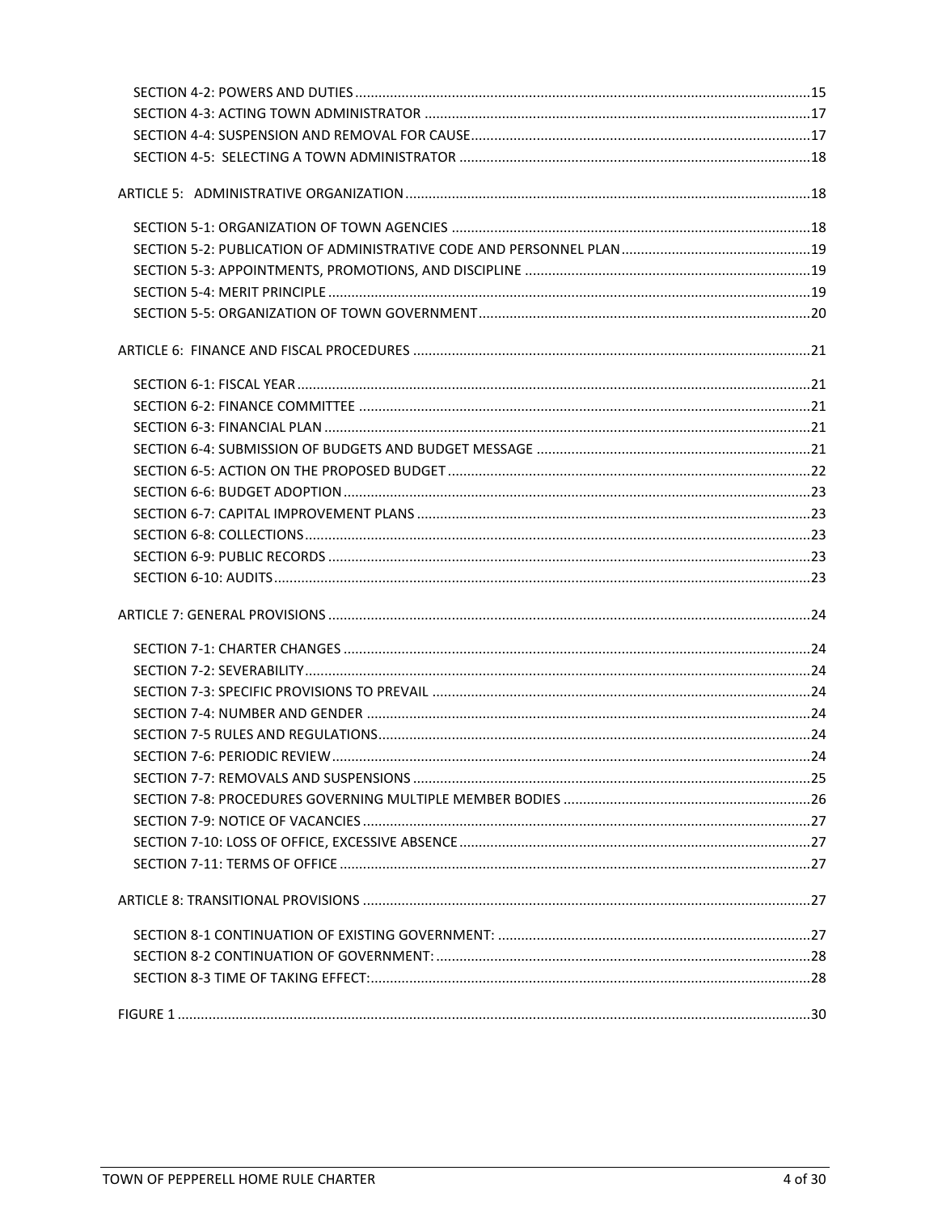SECTION 4-2: POWERS AND DUTIES ....................................................................................................15
SECTION 4-3: ACTING TOWN ADMINISTRATOR ..................................................................................17
SECTION 4-4: SUSPENSION AND REMOVAL FOR CAUSE.......................................................................17
SECTION 4-5: SELECTING A TOWN ADMINISTRATOR ..........................................................................18

ARTICLE 5: ADMINISTRATIVE ORGANIZATION........................................................................................18

SECTION 5-1: ORGANIZATION OF TOWN AGENCIES ............................................................................18
SECTION 5-2: PUBLICATION OF ADMINISTRATIVE CODE AND PERSONNEL PLAN................................................19
SECTION 5-3: APPOINTMENTS, PROMOTIONS, AND DISCIPLINE ..........................................................19
SECTION 5-4: MERIT PRINCIPLE ............................................................................................................19
SECTION 5-5: ORGANIZATION OF TOWN GOVERNMENT.....................................................................20

ARTICLE 6: FINANCE AND FISCAL PROCEDURES ......................................................................................21

SECTION 6-1: FISCAL YEAR ....................................................................................................................21
SECTION 6-2: FINANCE COMMITTEE ....................................................................................................21
SECTION 6-3: FINANCIAL PLAN .............................................................................................................21
SECTION 6-4: SUBMISSION OF BUDGETS AND BUDGET MESSAGE .......................................................21
SECTION 6-5: ACTION ON THE PROPOSED BUDGET .............................................................................22
SECTION 6-6: BUDGET ADOPTION ........................................................................................................23
SECTION 6-7: CAPITAL IMPROVEMENT PLANS .....................................................................................23
SECTION 6-8: COLLECTIONS ..................................................................................................................23
SECTION 6-9: PUBLIC RECORDS ............................................................................................................23
SECTION 6-10: AUDITS ..........................................................................................................................23

ARTICLE 7: GENERAL PROVISIONS ............................................................................................................24

SECTION 7-1: CHARTER CHANGES ........................................................................................................24
SECTION 7-2: SEVERABILITY ..................................................................................................................24
SECTION 7-3: SPECIFIC PROVISIONS TO PREVAIL .................................................................................24
SECTION 7-4: NUMBER AND GENDER ..................................................................................................24
SECTION 7-5 RULES AND REGULATIONS...............................................................................................24
SECTION 7-6: PERIODIC REVIEW ...........................................................................................................24
SECTION 7-7: REMOVALS AND SUSPENSIONS ......................................................................................25
SECTION 7-8: PROCEDURES GOVERNING MULTIPLE MEMBER BODIES ................................................26
SECTION 7-9: NOTICE OF VACANCIES ...................................................................................................27
SECTION 7-10: LOSS OF OFFICE, EXCESSIVE ABSENCE ..........................................................................27
SECTION 7-11: TERMS OF OFFICE .........................................................................................................27

ARTICLE 8: TRANSITIONAL PROVISIONS ...................................................................................................27

SECTION 8-1 CONTINUATION OF EXISTING GOVERNMENT: .................................................................27
SECTION 8-2 CONTINUATION OF GOVERNMENT: .................................................................................28
SECTION 8-3 TIME OF TAKING EFFECT:..................................................................................................28

FIGURE 1 ...................................................................................................................................................30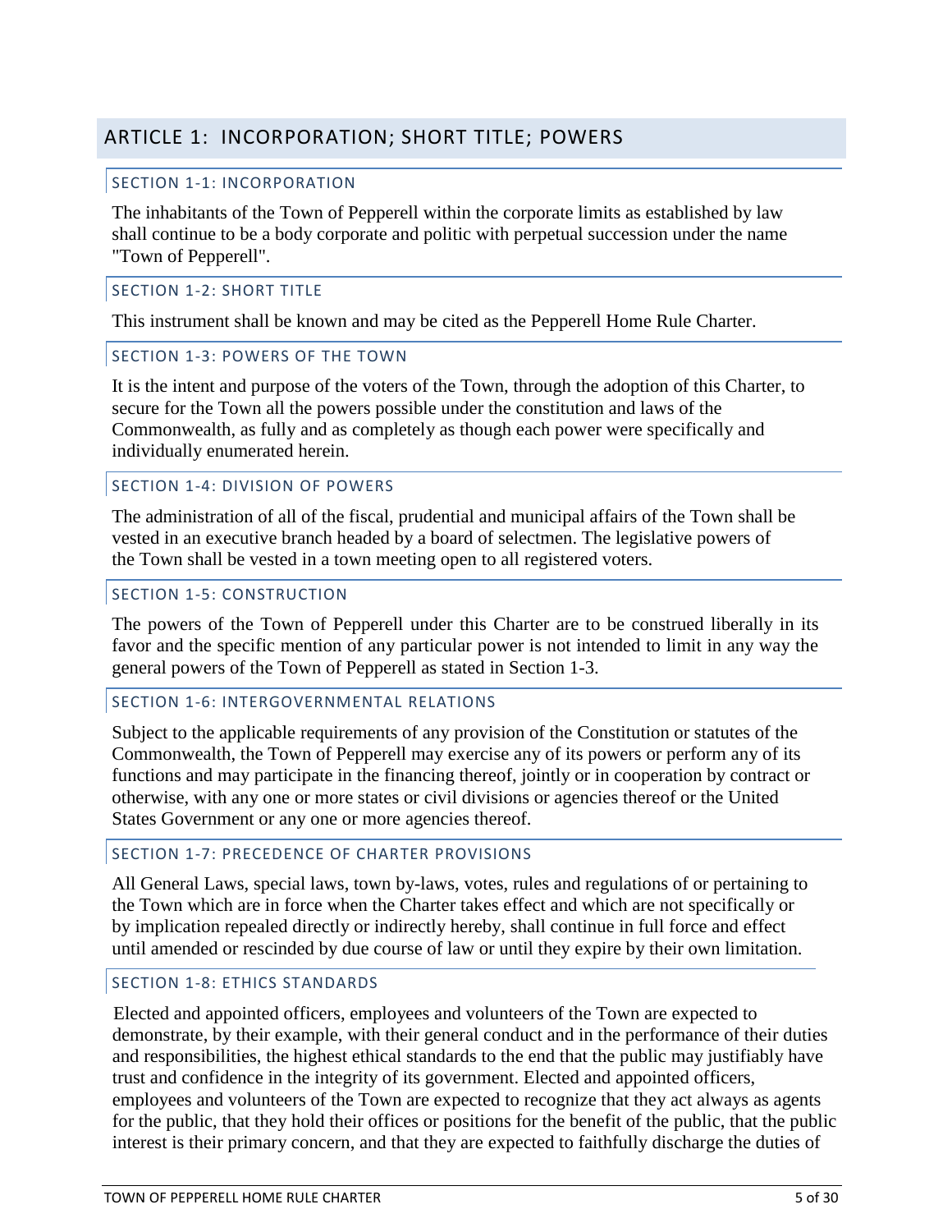## ARTICLE 1: INCORPORATION; SHORT TITLE; POWERS

### SECTION 1-1: INCORPORATION

The inhabitants of the Town of Pepperell within the corporate limits as established by law shall continue to be a body corporate and politic with perpetual succession under the name "Town of Pepperell".

### SECTION 1-2: SHORT TITLE

This instrument shall be known and may be cited as the Pepperell Home Rule Charter.

### SECTION 1-3: POWERS OF THE TOWN

It is the intent and purpose of the voters of the Town, through the adoption of this Charter, to secure for the Town all the powers possible under the constitution and laws of the Commonwealth, as fully and as completely as though each power were specifically and individually enumerated herein.

### SECTION 1-4: DIVISION OF POWERS

The administration of all of the fiscal, prudential and municipal affairs of the Town shall be vested in an executive branch headed by a board of selectmen. The legislative powers of the Town shall be vested in a town meeting open to all registered voters.

### SECTION 1-5: CONSTRUCTION

The powers of the Town of Pepperell under this Charter are to be construed liberally in its favor and the specific mention of any particular power is not intended to limit in any way the general powers of the Town of Pepperell as stated in Section 1-3.

### SECTION 1-6: INTERGOVERNMENTAL RELATIONS

Subject to the applicable requirements of any provision of the Constitution or statutes of the Commonwealth, the Town of Pepperell may exercise any of its powers or perform any of its functions and may participate in the financing thereof, jointly or in cooperation by contract or otherwise, with any one or more states or civil divisions or agencies thereof or the United States Government or any one or more agencies thereof.

### SECTION 1-7: PRECEDENCE OF CHARTER PROVISIONS

All General Laws, special laws, town by-laws, votes, rules and regulations of or pertaining to the Town which are in force when the Charter takes effect and which are not specifically or by implication repealed directly or indirectly hereby, shall continue in full force and effect until amended or rescinded by due course of law or until they expire by their own limitation.

### SECTION 1-8: ETHICS STANDARDS

Elected and appointed officers, employees and volunteers of the Town are expected to demonstrate, by their example, with their general conduct and in the performance of their duties and responsibilities, the highest ethical standards to the end that the public may justifiably have trust and confidence in the integrity of its government. Elected and appointed officers, employees and volunteers of the Town are expected to recognize that they act always as agents for the public, that they hold their offices or positions for the benefit of the public, that the public interest is their primary concern, and that they are expected to faithfully discharge the duties of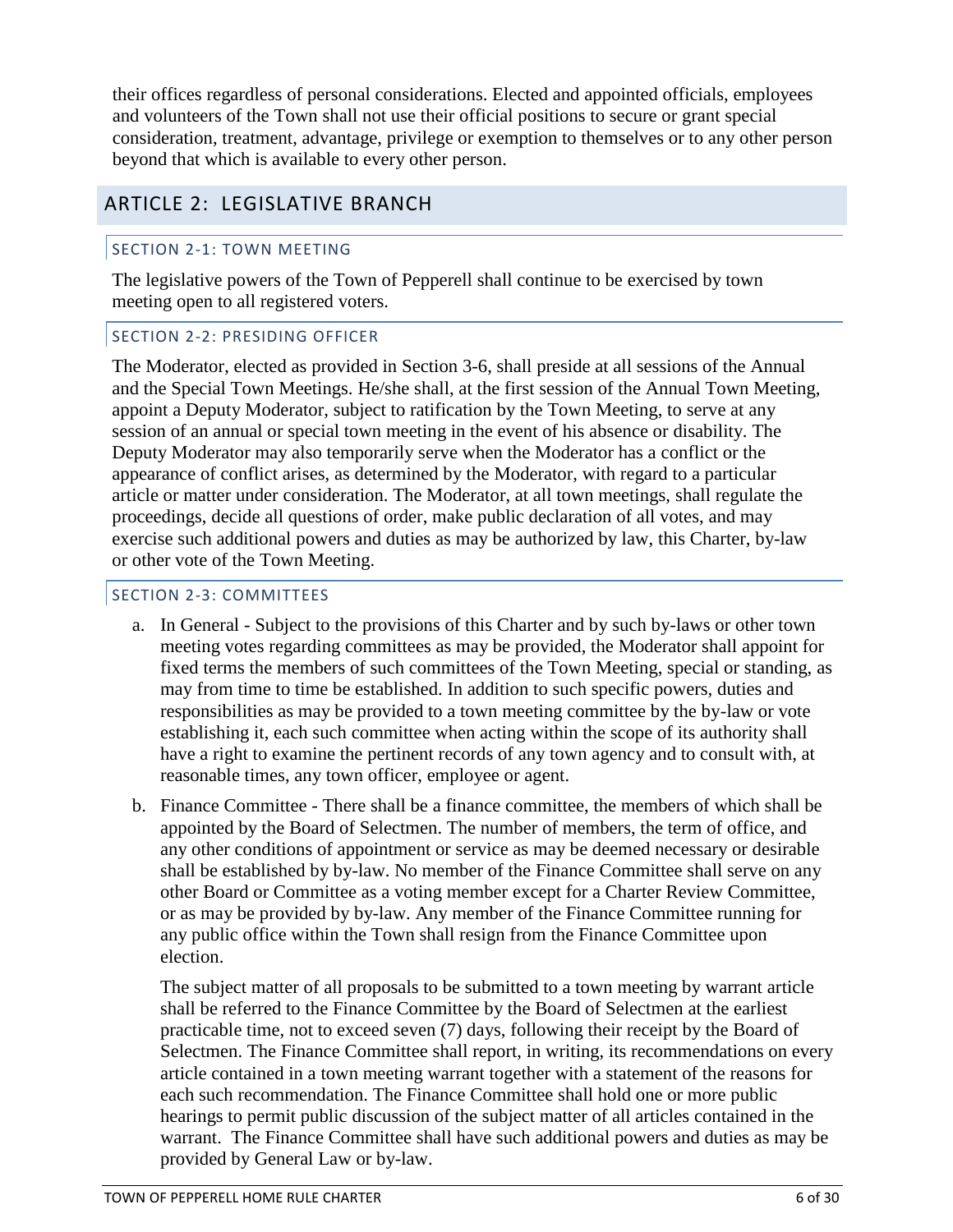their offices regardless of personal considerations. Elected and appointed officials, employees and volunteers of the Town shall not use their official positions to secure or grant special consideration, treatment, advantage, privilege or exemption to themselves or to any other person beyond that which is available to every other person.

## ARTICLE 2: LEGISLATIVE BRANCH

### SECTION 2-1: TOWN MEETING

The legislative powers of the Town of Pepperell shall continue to be exercised by town meeting open to all registered voters.

### SECTION 2-2: PRESIDING OFFICER

The Moderator, elected as provided in Section 3-6, shall preside at all sessions of the Annual and the Special Town Meetings. He/she shall, at the first session of the Annual Town Meeting, appoint a Deputy Moderator, subject to ratification by the Town Meeting, to serve at any session of an annual or special town meeting in the event of his absence or disability. The Deputy Moderator may also temporarily serve when the Moderator has a conflict or the appearance of conflict arises, as determined by the Moderator, with regard to a particular article or matter under consideration. The Moderator, at all town meetings, shall regulate the proceedings, decide all questions of order, make public declaration of all votes, and may exercise such additional powers and duties as may be authorized by law, this Charter, by-law or other vote of the Town Meeting.

### SECTION 2-3: COMMITTEES

a. In General - Subject to the provisions of this Charter and by such by-laws or other town meeting votes regarding committees as may be provided, the Moderator shall appoint for fixed terms the members of such committees of the Town Meeting, special or standing, as may from time to time be established. In addition to such specific powers, duties and responsibilities as may be provided to a town meeting committee by the by-law or vote establishing it, each such committee when acting within the scope of its authority shall have a right to examine the pertinent records of any town agency and to consult with, at reasonable times, any town officer, employee or agent.

b. Finance Committee - There shall be a finance committee, the members of which shall be appointed by the Board of Selectmen. The number of members, the term of office, and any other conditions of appointment or service as may be deemed necessary or desirable shall be established by by-law. No member of the Finance Committee shall serve on any other Board or Committee as a voting member except for a Charter Review Committee, or as may be provided by by-law. Any member of the Finance Committee running for any public office within the Town shall resign from the Finance Committee upon election.

   The subject matter of all proposals to be submitted to a town meeting by warrant article shall be referred to the Finance Committee by the Board of Selectmen at the earliest practicable time, not to exceed seven (7) days, following their receipt by the Board of Selectmen. The Finance Committee shall report, in writing, its recommendations on every article contained in a town meeting warrant together with a statement of the reasons for each such recommendation. The Finance Committee shall hold one or more public hearings to permit public discussion of the subject matter of all articles contained in the warrant. The Finance Committee shall have such additional powers and duties as may be provided by General Law or by-law.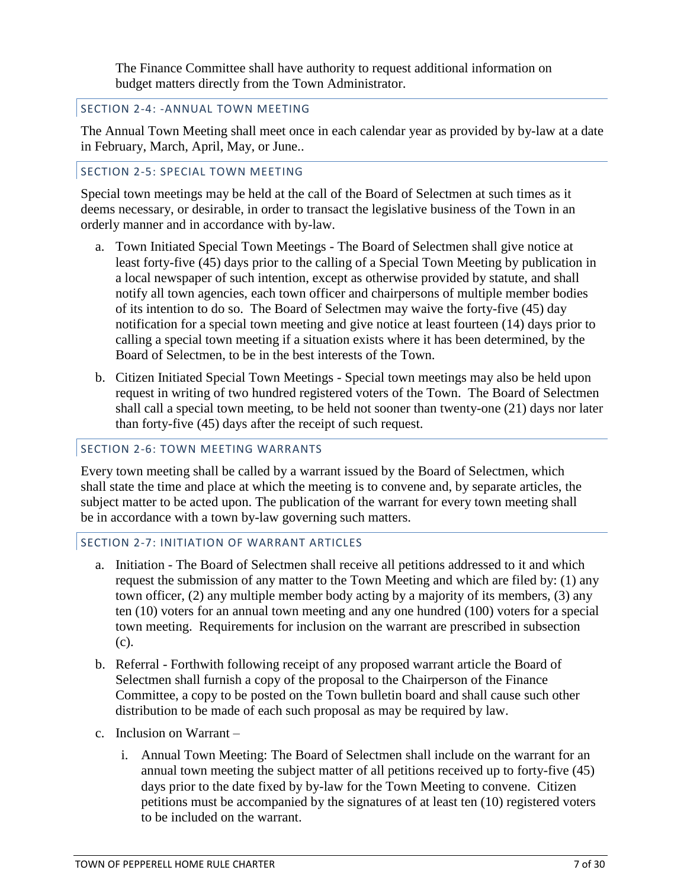The Finance Committee shall have authority to request additional information on budget matters directly from the Town Administrator.

## SECTION 2-4: -ANNUAL TOWN MEETING

The Annual Town Meeting shall meet once in each calendar year as provided by by-law at a date in February, March, April, May, or June..

## SECTION 2-5: SPECIAL TOWN MEETING

Special town meetings may be held at the call of the Board of Selectmen at such times as it deems necessary, or desirable, in order to transact the legislative business of the Town in an orderly manner and in accordance with by-law.

a. Town Initiated Special Town Meetings - The Board of Selectmen shall give notice at least forty-five (45) days prior to the calling of a Special Town Meeting by publication in a local newspaper of such intention, except as otherwise provided by statute, and shall notify all town agencies, each town officer and chairpersons of multiple member bodies of its intention to do so. The Board of Selectmen may waive the forty-five (45) day notification for a special town meeting and give notice at least fourteen (14) days prior to calling a special town meeting if a situation exists where it has been determined, by the Board of Selectmen, to be in the best interests of the Town.

b. Citizen Initiated Special Town Meetings - Special town meetings may also be held upon request in writing of two hundred registered voters of the Town. The Board of Selectmen shall call a special town meeting, to be held not sooner than twenty-one (21) days nor later than forty-five (45) days after the receipt of such request.

## SECTION 2-6: TOWN MEETING WARRANTS

Every town meeting shall be called by a warrant issued by the Board of Selectmen, which shall state the time and place at which the meeting is to convene and, by separate articles, the subject matter to be acted upon. The publication of the warrant for every town meeting shall be in accordance with a town by-law governing such matters.

## SECTION 2-7: INITIATION OF WARRANT ARTICLES

a. Initiation - The Board of Selectmen shall receive all petitions addressed to it and which request the submission of any matter to the Town Meeting and which are filed by: (1) any town officer, (2) any multiple member body acting by a majority of its members, (3) any ten (10) voters for an annual town meeting and any one hundred (100) voters for a special town meeting. Requirements for inclusion on the warrant are prescribed in subsection (c).

b. Referral - Forthwith following receipt of any proposed warrant article the Board of Selectmen shall furnish a copy of the proposal to the Chairperson of the Finance Committee, a copy to be posted on the Town bulletin board and shall cause such other distribution to be made of each such proposal as may be required by law.

c. Inclusion on Warrant –

   i. Annual Town Meeting: The Board of Selectmen shall include on the warrant for an annual town meeting the subject matter of all petitions received up to forty-five (45) days prior to the date fixed by by-law for the Town Meeting to convene. Citizen petitions must be accompanied by the signatures of at least ten (10) registered voters to be included on the warrant.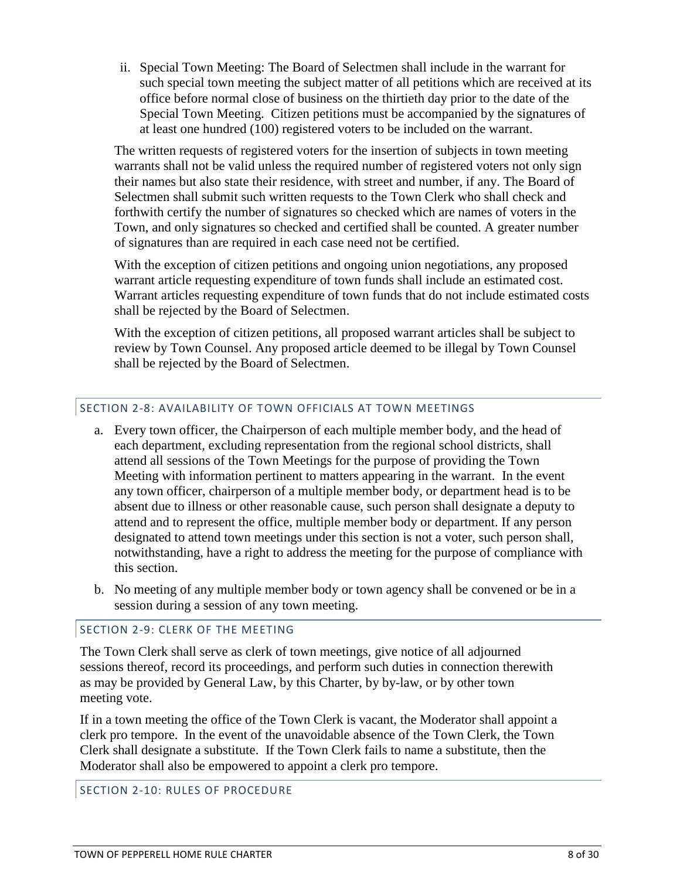ii. Special Town Meeting: The Board of Selectmen shall include in the warrant for such special town meeting the subject matter of all petitions which are received at its office before normal close of business on the thirtieth day prior to the date of the Special Town Meeting. Citizen petitions must be accompanied by the signatures of at least one hundred (100) registered voters to be included on the warrant.

The written requests of registered voters for the insertion of subjects in town meeting warrants shall not be valid unless the required number of registered voters not only sign their names but also state their residence, with street and number, if any. The Board of Selectmen shall submit such written requests to the Town Clerk who shall check and forthwith certify the number of signatures so checked which are names of voters in the Town, and only signatures so checked and certified shall be counted. A greater number of signatures than are required in each case need not be certified.

With the exception of citizen petitions and ongoing union negotiations, any proposed warrant article requesting expenditure of town funds shall include an estimated cost. Warrant articles requesting expenditure of town funds that do not include estimated costs shall be rejected by the Board of Selectmen.

With the exception of citizen petitions, all proposed warrant articles shall be subject to review by Town Counsel. Any proposed article deemed to be illegal by Town Counsel shall be rejected by the Board of Selectmen.

## SECTION 2-8: AVAILABILITY OF TOWN OFFICIALS AT TOWN MEETINGS

a. Every town officer, the Chairperson of each multiple member body, and the head of each department, excluding representation from the regional school districts, shall attend all sessions of the Town Meetings for the purpose of providing the Town Meeting with information pertinent to matters appearing in the warrant. In the event any town officer, chairperson of a multiple member body, or department head is to be absent due to illness or other reasonable cause, such person shall designate a deputy to attend and to represent the office, multiple member body or department. If any person designated to attend town meetings under this section is not a voter, such person shall, notwithstanding, have a right to address the meeting for the purpose of compliance with this section.

b. No meeting of any multiple member body or town agency shall be convened or be in a session during a session of any town meeting.

## SECTION 2-9: CLERK OF THE MEETING

The Town Clerk shall serve as clerk of town meetings, give notice of all adjourned sessions thereof, record its proceedings, and perform such duties in connection therewith as may be provided by General Law, by this Charter, by by-law, or by other town meeting vote.

If in a town meeting the office of the Town Clerk is vacant, the Moderator shall appoint a clerk pro tempore. In the event of the unavoidable absence of the Town Clerk, the Town Clerk shall designate a substitute. If the Town Clerk fails to name a substitute, then the Moderator shall also be empowered to appoint a clerk pro tempore.

## SECTION 2-10: RULES OF PROCEDURE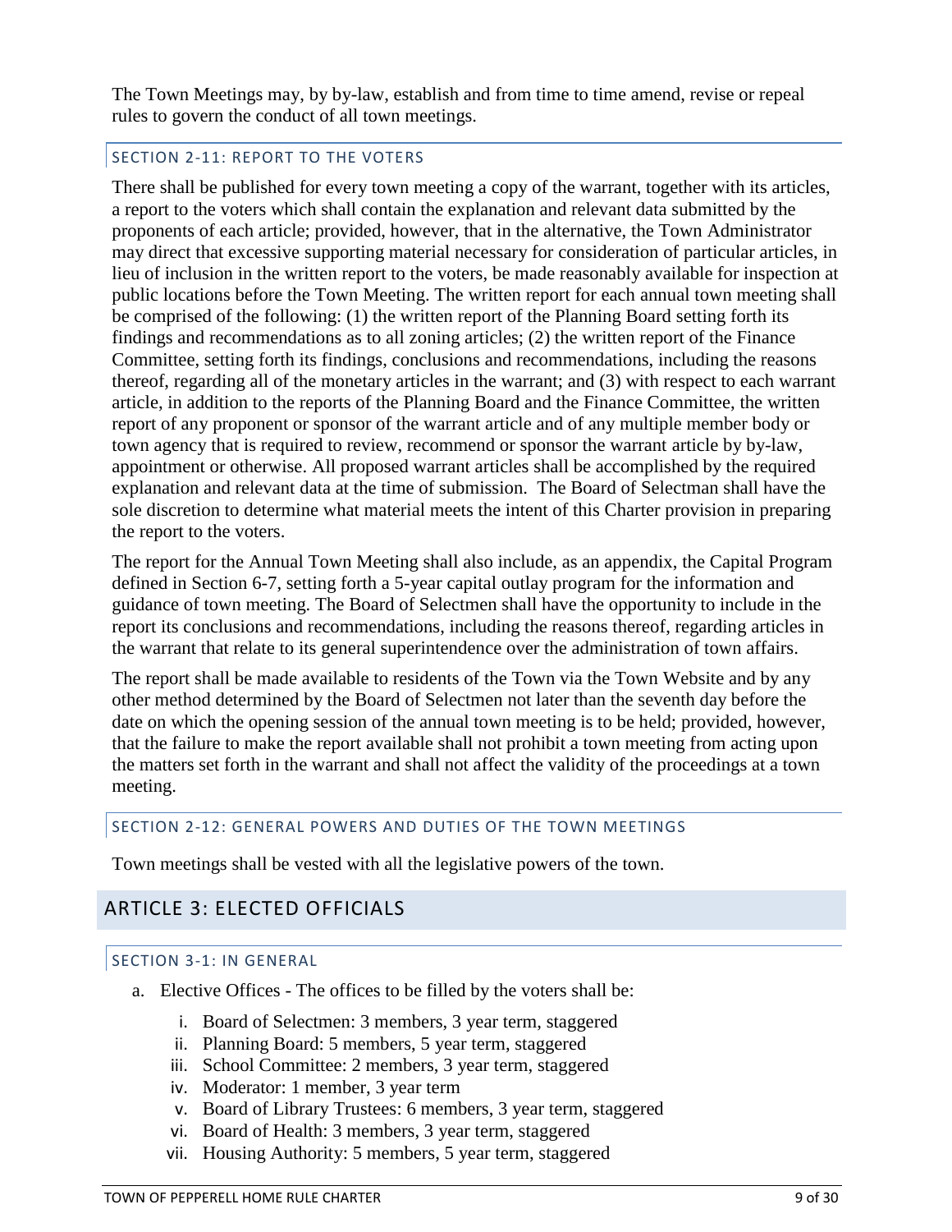The Town Meetings may, by by-law, establish and from time to time amend, revise or repeal rules to govern the conduct of all town meetings.

### SECTION 2-11: REPORT TO THE VOTERS

There shall be published for every town meeting a copy of the warrant, together with its articles, a report to the voters which shall contain the explanation and relevant data submitted by the proponents of each article; provided, however, that in the alternative, the Town Administrator may direct that excessive supporting material necessary for consideration of particular articles, in lieu of inclusion in the written report to the voters, be made reasonably available for inspection at public locations before the Town Meeting. The written report for each annual town meeting shall be comprised of the following: (1) the written report of the Planning Board setting forth its findings and recommendations as to all zoning articles; (2) the written report of the Finance Committee, setting forth its findings, conclusions and recommendations, including the reasons thereof, regarding all of the monetary articles in the warrant; and (3) with respect to each warrant article, in addition to the reports of the Planning Board and the Finance Committee, the written report of any proponent or sponsor of the warrant article and of any multiple member body or town agency that is required to review, recommend or sponsor the warrant article by by-law, appointment or otherwise. All proposed warrant articles shall be accomplished by the required explanation and relevant data at the time of submission. The Board of Selectman shall have the sole discretion to determine what material meets the intent of this Charter provision in preparing the report to the voters.

The report for the Annual Town Meeting shall also include, as an appendix, the Capital Program defined in Section 6-7, setting forth a 5-year capital outlay program for the information and guidance of town meeting. The Board of Selectmen shall have the opportunity to include in the report its conclusions and recommendations, including the reasons thereof, regarding articles in the warrant that relate to its general superintendence over the administration of town affairs.

The report shall be made available to residents of the Town via the Town Website and by any other method determined by the Board of Selectmen not later than the seventh day before the date on which the opening session of the annual town meeting is to be held; provided, however, that the failure to make the report available shall not prohibit a town meeting from acting upon the matters set forth in the warrant and shall not affect the validity of the proceedings at a town meeting.

### SECTION 2-12: GENERAL POWERS AND DUTIES OF THE TOWN MEETINGS

Town meetings shall be vested with all the legislative powers of the town.

## ARTICLE 3: ELECTED OFFICIALS

### SECTION 3-1: IN GENERAL

a. Elective Offices - The offices to be filled by the voters shall be:

   i. Board of Selectmen: 3 members, 3 year term, staggered
   ii. Planning Board: 5 members, 5 year term, staggered
   iii. School Committee: 2 members, 3 year term, staggered
   iv. Moderator: 1 member, 3 year term
   v. Board of Library Trustees: 6 members, 3 year term, staggered
   vi. Board of Health: 3 members, 3 year term, staggered
   vii. Housing Authority: 5 members, 5 year term, staggered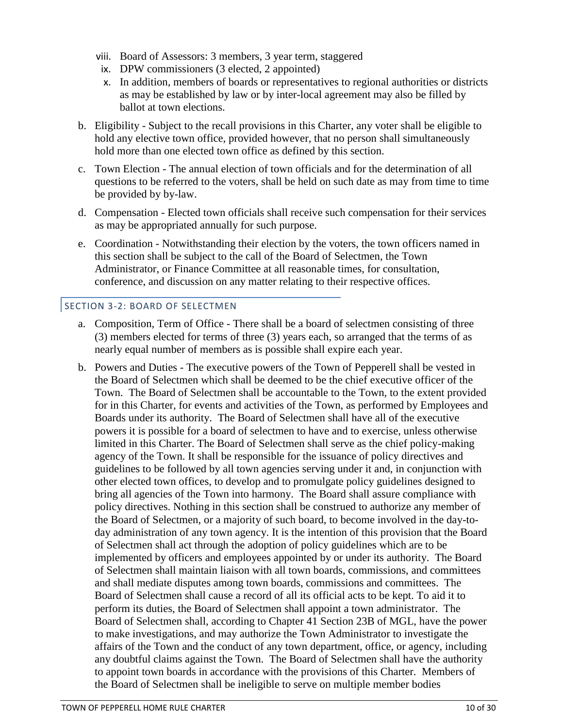viii. Board of Assessors: 3 members, 3 year term, staggered
   ix. DPW commissioners (3 elected, 2 appointed)
   x. In addition, members of boards or representatives to regional authorities or districts as may be established by law or by inter-local agreement may also be filled by ballot at town elections.

b. Eligibility - Subject to the recall provisions in this Charter, any voter shall be eligible to hold any elective town office, provided however, that no person shall simultaneously hold more than one elected town office as defined by this section.

c. Town Election - The annual election of town officials and for the determination of all questions to be referred to the voters, shall be held on such date as may from time to time be provided by by-law.

d. Compensation - Elected town officials shall receive such compensation for their services as may be appropriated annually for such purpose.

e. Coordination - Notwithstanding their election by the voters, the town officers named in this section shall be subject to the call of the Board of Selectmen, the Town Administrator, or Finance Committee at all reasonable times, for consultation, conference, and discussion on any matter relating to their respective offices.

## SECTION 3-2: BOARD OF SELECTMEN

a. Composition, Term of Office - There shall be a board of selectmen consisting of three (3) members elected for terms of three (3) years each, so arranged that the terms of as nearly equal number of members as is possible shall expire each year.

b. Powers and Duties - The executive powers of the Town of Pepperell shall be vested in the Board of Selectmen which shall be deemed to be the chief executive officer of the Town. The Board of Selectmen shall be accountable to the Town, to the extent provided for in this Charter, for events and activities of the Town, as performed by Employees and Boards under its authority. The Board of Selectmen shall have all of the executive powers it is possible for a board of selectmen to have and to exercise, unless otherwise limited in this Charter. The Board of Selectmen shall serve as the chief policy-making agency of the Town. It shall be responsible for the issuance of policy directives and guidelines to be followed by all town agencies serving under it and, in conjunction with other elected town offices, to develop and to promulgate policy guidelines designed to bring all agencies of the Town into harmony. The Board shall assure compliance with policy directives. Nothing in this section shall be construed to authorize any member of the Board of Selectmen, or a majority of such board, to become involved in the day-to-day administration of any town agency. It is the intention of this provision that the Board of Selectmen shall act through the adoption of policy guidelines which are to be implemented by officers and employees appointed by or under its authority. The Board of Selectmen shall maintain liaison with all town boards, commissions, and committees and shall mediate disputes among town boards, commissions and committees. The Board of Selectmen shall cause a record of all its official acts to be kept. To aid it to perform its duties, the Board of Selectmen shall appoint a town administrator. The Board of Selectmen shall, according to Chapter 41 Section 23B of MGL, have the power to make investigations, and may authorize the Town Administrator to investigate the affairs of the Town and the conduct of any town department, office, or agency, including any doubtful claims against the Town. The Board of Selectmen shall have the authority to appoint town boards in accordance with the provisions of this Charter. Members of the Board of Selectmen shall be ineligible to serve on multiple member bodies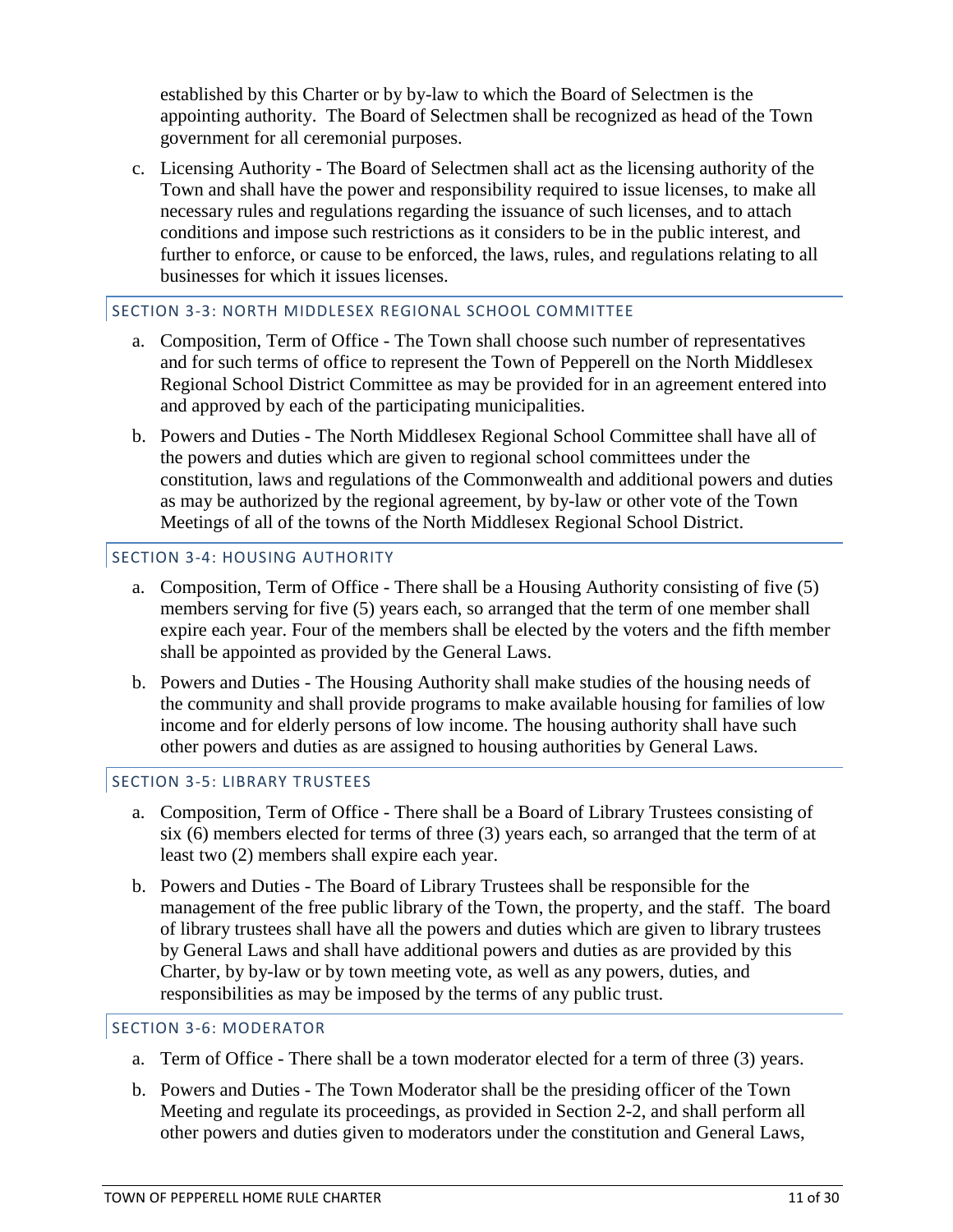established by this Charter or by by-law to which the Board of Selectmen is the appointing authority. The Board of Selectmen shall be recognized as head of the Town government for all ceremonial purposes.

c. Licensing Authority - The Board of Selectmen shall act as the licensing authority of the Town and shall have the power and responsibility required to issue licenses, to make all necessary rules and regulations regarding the issuance of such licenses, and to attach conditions and impose such restrictions as it considers to be in the public interest, and further to enforce, or cause to be enforced, the laws, rules, and regulations relating to all businesses for which it issues licenses.

### SECTION 3-3: NORTH MIDDLESEX REGIONAL SCHOOL COMMITTEE

a. Composition, Term of Office - The Town shall choose such number of representatives and for such terms of office to represent the Town of Pepperell on the North Middlesex Regional School District Committee as may be provided for in an agreement entered into and approved by each of the participating municipalities.

b. Powers and Duties - The North Middlesex Regional School Committee shall have all of the powers and duties which are given to regional school committees under the constitution, laws and regulations of the Commonwealth and additional powers and duties as may be authorized by the regional agreement, by by-law or other vote of the Town Meetings of all of the towns of the North Middlesex Regional School District.

### SECTION 3-4: HOUSING AUTHORITY

a. Composition, Term of Office - There shall be a Housing Authority consisting of five (5) members serving for five (5) years each, so arranged that the term of one member shall expire each year. Four of the members shall be elected by the voters and the fifth member shall be appointed as provided by the General Laws.

b. Powers and Duties - The Housing Authority shall make studies of the housing needs of the community and shall provide programs to make available housing for families of low income and for elderly persons of low income. The housing authority shall have such other powers and duties as are assigned to housing authorities by General Laws.

### SECTION 3-5: LIBRARY TRUSTEES

a. Composition, Term of Office - There shall be a Board of Library Trustees consisting of six (6) members elected for terms of three (3) years each, so arranged that the term of at least two (2) members shall expire each year.

b. Powers and Duties - The Board of Library Trustees shall be responsible for the management of the free public library of the Town, the property, and the staff. The board of library trustees shall have all the powers and duties which are given to library trustees by General Laws and shall have additional powers and duties as are provided by this Charter, by by-law or by town meeting vote, as well as any powers, duties, and responsibilities as may be imposed by the terms of any public trust.

### SECTION 3-6: MODERATOR

a. Term of Office - There shall be a town moderator elected for a term of three (3) years.

b. Powers and Duties - The Town Moderator shall be the presiding officer of the Town Meeting and regulate its proceedings, as provided in Section 2-2, and shall perform all other powers and duties given to moderators under the constitution and General Laws,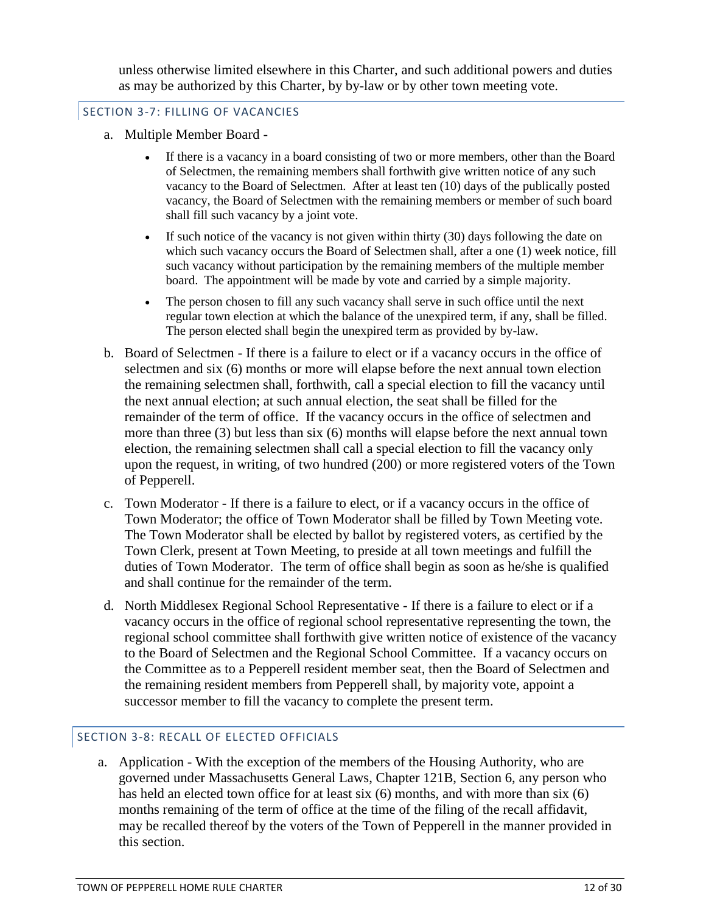unless otherwise limited elsewhere in this Charter, and such additional powers and duties as may be authorized by this Charter, by by-law or by other town meeting vote.

## SECTION 3-7: FILLING OF VACANCIES

a. Multiple Member Board -

   - If there is a vacancy in a board consisting of two or more members, other than the Board of Selectmen, the remaining members shall forthwith give written notice of any such vacancy to the Board of Selectmen. After at least ten (10) days of the publically posted vacancy, the Board of Selectmen with the remaining members or member of such board shall fill such vacancy by a joint vote.
   - If such notice of the vacancy is not given within thirty (30) days following the date on which such vacancy occurs the Board of Selectmen shall, after a one (1) week notice, fill such vacancy without participation by the remaining members of the multiple member board. The appointment will be made by vote and carried by a simple majority.
   - The person chosen to fill any such vacancy shall serve in such office until the next regular town election at which the balance of the unexpired term, if any, shall be filled. The person elected shall begin the unexpired term as provided by by-law.

b. Board of Selectmen - If there is a failure to elect or if a vacancy occurs in the office of selectmen and six (6) months or more will elapse before the next annual town election the remaining selectmen shall, forthwith, call a special election to fill the vacancy until the next annual election; at such annual election, the seat shall be filled for the remainder of the term of office. If the vacancy occurs in the office of selectmen and more than three (3) but less than six (6) months will elapse before the next annual town election, the remaining selectmen shall call a special election to fill the vacancy only upon the request, in writing, of two hundred (200) or more registered voters of the Town of Pepperell.

c. Town Moderator - If there is a failure to elect, or if a vacancy occurs in the office of Town Moderator; the office of Town Moderator shall be filled by Town Meeting vote. The Town Moderator shall be elected by ballot by registered voters, as certified by the Town Clerk, present at Town Meeting, to preside at all town meetings and fulfill the duties of Town Moderator. The term of office shall begin as soon as he/she is qualified and shall continue for the remainder of the term.

d. North Middlesex Regional School Representative - If there is a failure to elect or if a vacancy occurs in the office of regional school representative representing the town, the regional school committee shall forthwith give written notice of existence of the vacancy to the Board of Selectmen and the Regional School Committee. If a vacancy occurs on the Committee as to a Pepperell resident member seat, then the Board of Selectmen and the remaining resident members from Pepperell shall, by majority vote, appoint a successor member to fill the vacancy to complete the present term.

## SECTION 3-8: RECALL OF ELECTED OFFICIALS

a. Application - With the exception of the members of the Housing Authority, who are governed under Massachusetts General Laws, Chapter 121B, Section 6, any person who has held an elected town office for at least six (6) months, and with more than six (6) months remaining of the term of office at the time of the filing of the recall affidavit, may be recalled thereof by the voters of the Town of Pepperell in the manner provided in this section.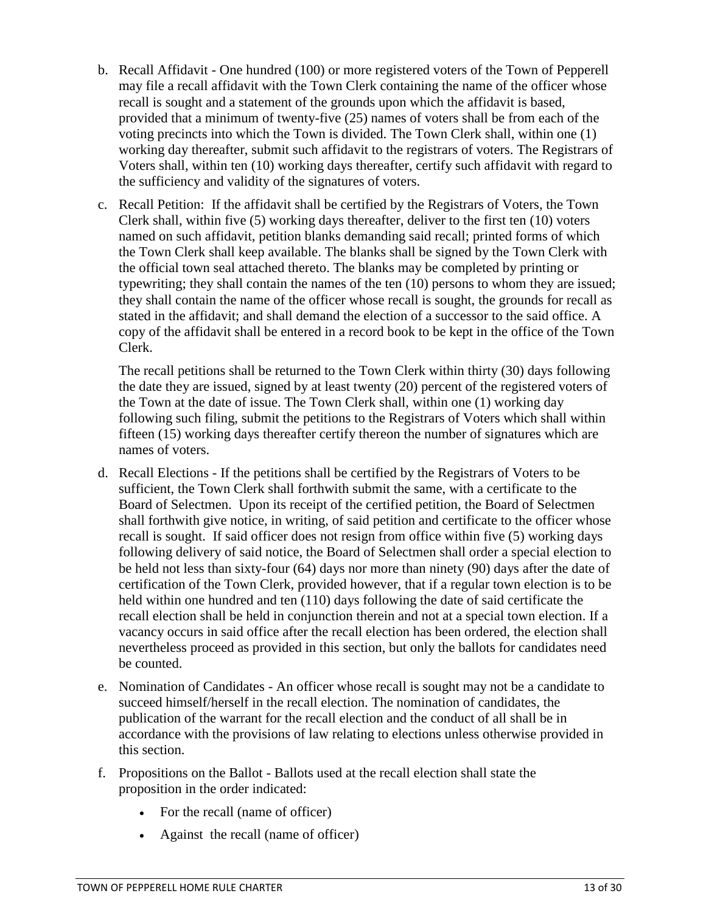b. Recall Affidavit - One hundred (100) or more registered voters of the Town of Pepperell may file a recall affidavit with the Town Clerk containing the name of the officer whose recall is sought and a statement of the grounds upon which the affidavit is based, provided that a minimum of twenty-five (25) names of voters shall be from each of the voting precincts into which the Town is divided. The Town Clerk shall, within one (1) working day thereafter, submit such affidavit to the registrars of voters. The Registrars of Voters shall, within ten (10) working days thereafter, certify such affidavit with regard to the sufficiency and validity of the signatures of voters.

c. Recall Petition: If the affidavit shall be certified by the Registrars of Voters, the Town Clerk shall, within five (5) working days thereafter, deliver to the first ten (10) voters named on such affidavit, petition blanks demanding said recall; printed forms of which the Town Clerk shall keep available. The blanks shall be signed by the Town Clerk with the official town seal attached thereto. The blanks may be completed by printing or typewriting; they shall contain the names of the ten (10) persons to whom they are issued; they shall contain the name of the officer whose recall is sought, the grounds for recall as stated in the affidavit; and shall demand the election of a successor to the said office. A copy of the affidavit shall be entered in a record book to be kept in the office of the Town Clerk.

   The recall petitions shall be returned to the Town Clerk within thirty (30) days following the date they are issued, signed by at least twenty (20) percent of the registered voters of the Town at the date of issue. The Town Clerk shall, within one (1) working day following such filing, submit the petitions to the Registrars of Voters which shall within fifteen (15) working days thereafter certify thereon the number of signatures which are names of voters.

d. Recall Elections - If the petitions shall be certified by the Registrars of Voters to be sufficient, the Town Clerk shall forthwith submit the same, with a certificate to the Board of Selectmen. Upon its receipt of the certified petition, the Board of Selectmen shall forthwith give notice, in writing, of said petition and certificate to the officer whose recall is sought. If said officer does not resign from office within five (5) working days following delivery of said notice, the Board of Selectmen shall order a special election to be held not less than sixty-four (64) days nor more than ninety (90) days after the date of certification of the Town Clerk, provided however, that if a regular town election is to be held within one hundred and ten (110) days following the date of said certificate the recall election shall be held in conjunction therein and not at a special town election. If a vacancy occurs in said office after the recall election has been ordered, the election shall nevertheless proceed as provided in this section, but only the ballots for candidates need be counted.

e. Nomination of Candidates - An officer whose recall is sought may not be a candidate to succeed himself/herself in the recall election. The nomination of candidates, the publication of the warrant for the recall election and the conduct of all shall be in accordance with the provisions of law relating to elections unless otherwise provided in this section.

f. Propositions on the Ballot - Ballots used at the recall election shall state the proposition in the order indicated:

   - For the recall (name of officer)
   - Against the recall (name of officer)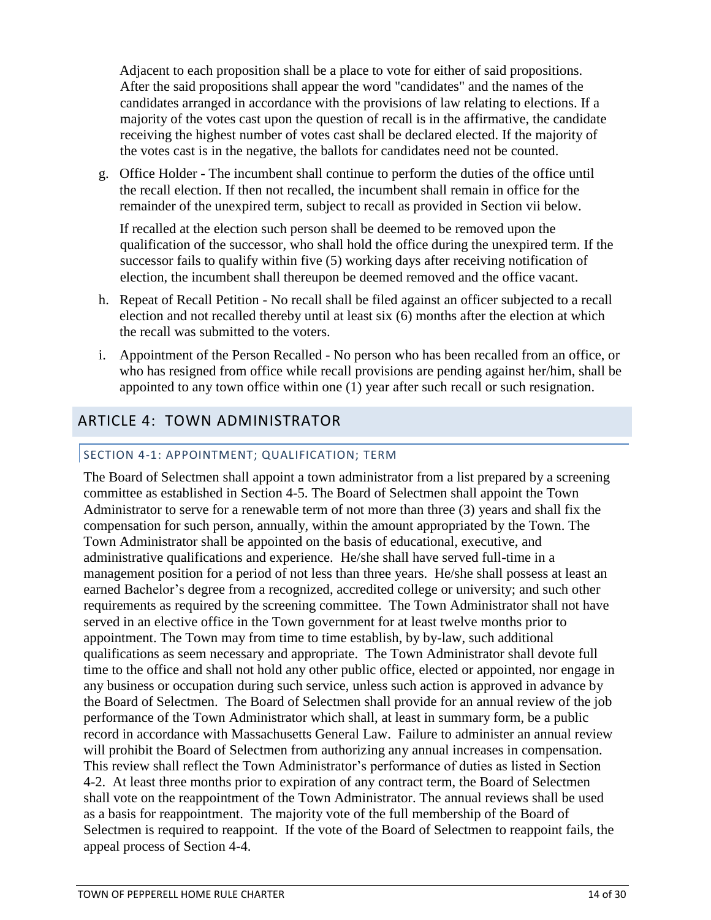Adjacent to each proposition shall be a place to vote for either of said propositions. After the said propositions shall appear the word "candidates" and the names of the candidates arranged in accordance with the provisions of law relating to elections. If a majority of the votes cast upon the question of recall is in the affirmative, the candidate receiving the highest number of votes cast shall be declared elected. If the majority of the votes cast is in the negative, the ballots for candidates need not be counted.

g. Office Holder - The incumbent shall continue to perform the duties of the office until the recall election. If then not recalled, the incumbent shall remain in office for the remainder of the unexpired term, subject to recall as provided in Section vii below.

   If recalled at the election such person shall be deemed to be removed upon the qualification of the successor, who shall hold the office during the unexpired term. If the successor fails to qualify within five (5) working days after receiving notification of election, the incumbent shall thereupon be deemed removed and the office vacant.

h. Repeat of Recall Petition - No recall shall be filed against an officer subjected to a recall election and not recalled thereby until at least six (6) months after the election at which the recall was submitted to the voters.

i. Appointment of the Person Recalled - No person who has been recalled from an office, or who has resigned from office while recall provisions are pending against her/him, shall be appointed to any town office within one (1) year after such recall or such resignation.

## ARTICLE 4: TOWN ADMINISTRATOR

### SECTION 4-1: APPOINTMENT; QUALIFICATION; TERM

The Board of Selectmen shall appoint a town administrator from a list prepared by a screening committee as established in Section 4-5. The Board of Selectmen shall appoint the Town Administrator to serve for a renewable term of not more than three (3) years and shall fix the compensation for such person, annually, within the amount appropriated by the Town. The Town Administrator shall be appointed on the basis of educational, executive, and administrative qualifications and experience. He/she shall have served full-time in a management position for a period of not less than three years. He/she shall possess at least an earned Bachelor's degree from a recognized, accredited college or university; and such other requirements as required by the screening committee. The Town Administrator shall not have served in an elective office in the Town government for at least twelve months prior to appointment. The Town may from time to time establish, by by-law, such additional qualifications as seem necessary and appropriate. The Town Administrator shall devote full time to the office and shall not hold any other public office, elected or appointed, nor engage in any business or occupation during such service, unless such action is approved in advance by the Board of Selectmen. The Board of Selectmen shall provide for an annual review of the job performance of the Town Administrator which shall, at least in summary form, be a public record in accordance with Massachusetts General Law. Failure to administer an annual review will prohibit the Board of Selectmen from authorizing any annual increases in compensation. This review shall reflect the Town Administrator's performance of duties as listed in Section 4-2. At least three months prior to expiration of any contract term, the Board of Selectmen shall vote on the reappointment of the Town Administrator. The annual reviews shall be used as a basis for reappointment. The majority vote of the full membership of the Board of Selectmen is required to reappoint. If the vote of the Board of Selectmen to reappoint fails, the appeal process of Section 4-4.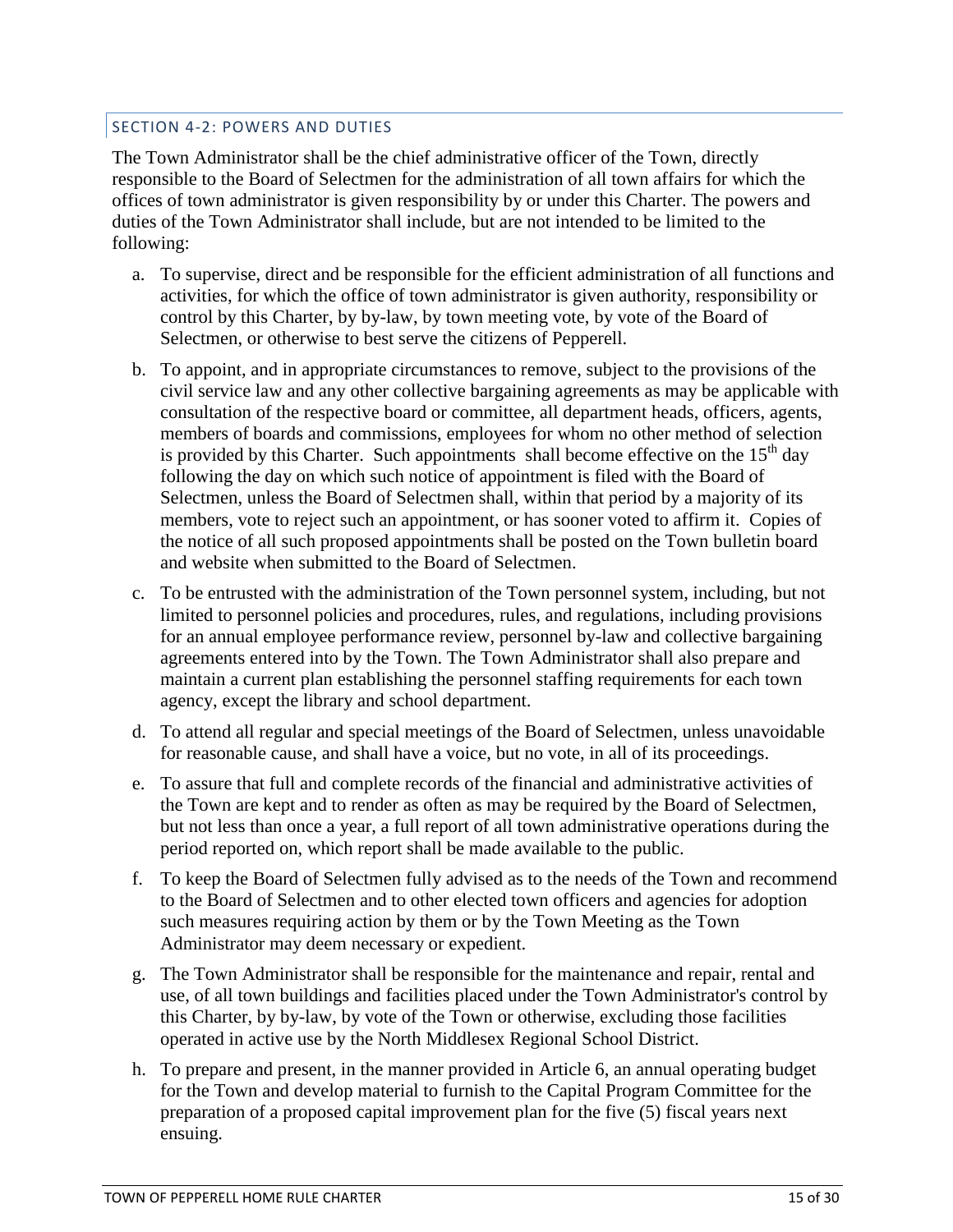## SECTION 4-2: POWERS AND DUTIES

The Town Administrator shall be the chief administrative officer of the Town, directly responsible to the Board of Selectmen for the administration of all town affairs for which the offices of town administrator is given responsibility by or under this Charter. The powers and duties of the Town Administrator shall include, but are not intended to be limited to the following:

a. To supervise, direct and be responsible for the efficient administration of all functions and activities, for which the office of town administrator is given authority, responsibility or control by this Charter, by by-law, by town meeting vote, by vote of the Board of Selectmen, or otherwise to best serve the citizens of Pepperell.

b. To appoint, and in appropriate circumstances to remove, subject to the provisions of the civil service law and any other collective bargaining agreements as may be applicable with consultation of the respective board or committee, all department heads, officers, agents, members of boards and commissions, employees for whom no other method of selection is provided by this Charter. Such appointments shall become effective on the 15th day following the day on which such notice of appointment is filed with the Board of Selectmen, unless the Board of Selectmen shall, within that period by a majority of its members, vote to reject such an appointment, or has sooner voted to affirm it. Copies of the notice of all such proposed appointments shall be posted on the Town bulletin board and website when submitted to the Board of Selectmen.

c. To be entrusted with the administration of the Town personnel system, including, but not limited to personnel policies and procedures, rules, and regulations, including provisions for an annual employee performance review, personnel by-law and collective bargaining agreements entered into by the Town. The Town Administrator shall also prepare and maintain a current plan establishing the personnel staffing requirements for each town agency, except the library and school department.

d. To attend all regular and special meetings of the Board of Selectmen, unless unavoidable for reasonable cause, and shall have a voice, but no vote, in all of its proceedings.

e. To assure that full and complete records of the financial and administrative activities of the Town are kept and to render as often as may be required by the Board of Selectmen, but not less than once a year, a full report of all town administrative operations during the period reported on, which report shall be made available to the public.

f. To keep the Board of Selectmen fully advised as to the needs of the Town and recommend to the Board of Selectmen and to other elected town officers and agencies for adoption such measures requiring action by them or by the Town Meeting as the Town Administrator may deem necessary or expedient.

g. The Town Administrator shall be responsible for the maintenance and repair, rental and use, of all town buildings and facilities placed under the Town Administrator's control by this Charter, by by-law, by vote of the Town or otherwise, excluding those facilities operated in active use by the North Middlesex Regional School District.

h. To prepare and present, in the manner provided in Article 6, an annual operating budget for the Town and develop material to furnish to the Capital Program Committee for the preparation of a proposed capital improvement plan for the five (5) fiscal years next ensuing.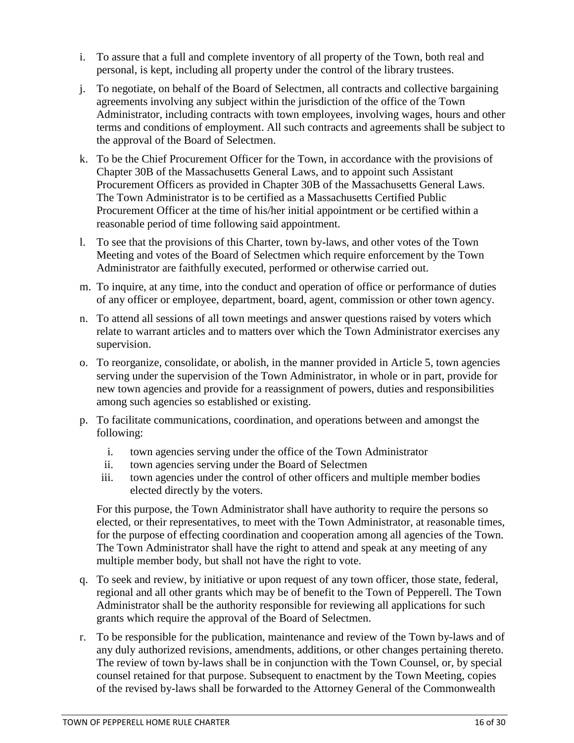i. To assure that a full and complete inventory of all property of the Town, both real and personal, is kept, including all property under the control of the library trustees.

j. To negotiate, on behalf of the Board of Selectmen, all contracts and collective bargaining agreements involving any subject within the jurisdiction of the office of the Town Administrator, including contracts with town employees, involving wages, hours and other terms and conditions of employment. All such contracts and agreements shall be subject to the approval of the Board of Selectmen.

k. To be the Chief Procurement Officer for the Town, in accordance with the provisions of Chapter 30B of the Massachusetts General Laws, and to appoint such Assistant Procurement Officers as provided in Chapter 30B of the Massachusetts General Laws. The Town Administrator is to be certified as a Massachusetts Certified Public Procurement Officer at the time of his/her initial appointment or be certified within a reasonable period of time following said appointment.

l. To see that the provisions of this Charter, town by-laws, and other votes of the Town Meeting and votes of the Board of Selectmen which require enforcement by the Town Administrator are faithfully executed, performed or otherwise carried out.

m. To inquire, at any time, into the conduct and operation of office or performance of duties of any officer or employee, department, board, agent, commission or other town agency.

n. To attend all sessions of all town meetings and answer questions raised by voters which relate to warrant articles and to matters over which the Town Administrator exercises any supervision.

o. To reorganize, consolidate, or abolish, in the manner provided in Article 5, town agencies serving under the supervision of the Town Administrator, in whole or in part, provide for new town agencies and provide for a reassignment of powers, duties and responsibilities among such agencies so established or existing.

p. To facilitate communications, coordination, and operations between and amongst the following:

   i. town agencies serving under the office of the Town Administrator
   ii. town agencies serving under the Board of Selectmen
   iii. town agencies under the control of other officers and multiple member bodies elected directly by the voters.

   For this purpose, the Town Administrator shall have authority to require the persons so elected, or their representatives, to meet with the Town Administrator, at reasonable times, for the purpose of effecting coordination and cooperation among all agencies of the Town. The Town Administrator shall have the right to attend and speak at any meeting of any multiple member body, but shall not have the right to vote.

q. To seek and review, by initiative or upon request of any town officer, those state, federal, regional and all other grants which may be of benefit to the Town of Pepperell. The Town Administrator shall be the authority responsible for reviewing all applications for such grants which require the approval of the Board of Selectmen.

r. To be responsible for the publication, maintenance and review of the Town by-laws and of any duly authorized revisions, amendments, additions, or other changes pertaining thereto. The review of town by-laws shall be in conjunction with the Town Counsel, or, by special counsel retained for that purpose. Subsequent to enactment by the Town Meeting, copies of the revised by-laws shall be forwarded to the Attorney General of the Commonwealth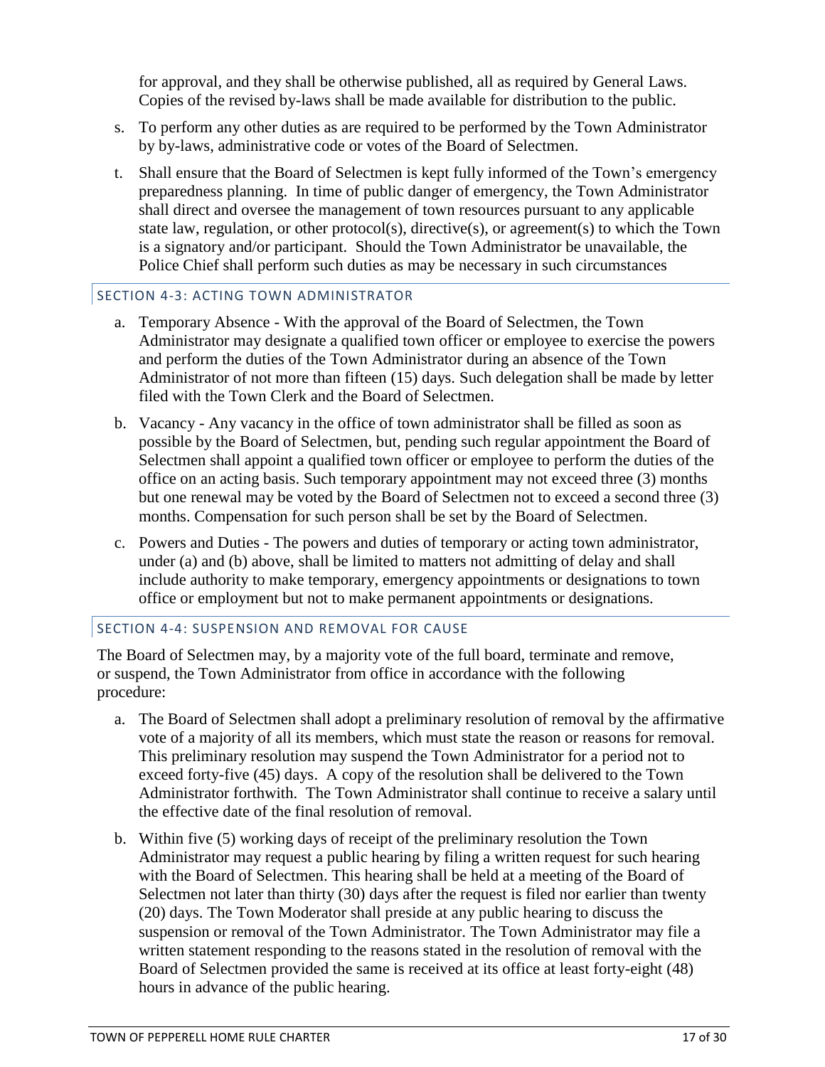for approval, and they shall be otherwise published, all as required by General Laws. Copies of the revised by-laws shall be made available for distribution to the public.

s. To perform any other duties as are required to be performed by the Town Administrator by by-laws, administrative code or votes of the Board of Selectmen.

t. Shall ensure that the Board of Selectmen is kept fully informed of the Town's emergency preparedness planning. In time of public danger of emergency, the Town Administrator shall direct and oversee the management of town resources pursuant to any applicable state law, regulation, or other protocol(s), directive(s), or agreement(s) to which the Town is a signatory and/or participant. Should the Town Administrator be unavailable, the Police Chief shall perform such duties as may be necessary in such circumstances

### SECTION 4-3: ACTING TOWN ADMINISTRATOR

a. Temporary Absence - With the approval of the Board of Selectmen, the Town Administrator may designate a qualified town officer or employee to exercise the powers and perform the duties of the Town Administrator during an absence of the Town Administrator of not more than fifteen (15) days. Such delegation shall be made by letter filed with the Town Clerk and the Board of Selectmen.

b. Vacancy - Any vacancy in the office of town administrator shall be filled as soon as possible by the Board of Selectmen, but, pending such regular appointment the Board of Selectmen shall appoint a qualified town officer or employee to perform the duties of the office on an acting basis. Such temporary appointment may not exceed three (3) months but one renewal may be voted by the Board of Selectmen not to exceed a second three (3) months. Compensation for such person shall be set by the Board of Selectmen.

c. Powers and Duties - The powers and duties of temporary or acting town administrator, under (a) and (b) above, shall be limited to matters not admitting of delay and shall include authority to make temporary, emergency appointments or designations to town office or employment but not to make permanent appointments or designations.

### SECTION 4-4: SUSPENSION AND REMOVAL FOR CAUSE

The Board of Selectmen may, by a majority vote of the full board, terminate and remove, or suspend, the Town Administrator from office in accordance with the following procedure:

a. The Board of Selectmen shall adopt a preliminary resolution of removal by the affirmative vote of a majority of all its members, which must state the reason or reasons for removal. This preliminary resolution may suspend the Town Administrator for a period not to exceed forty-five (45) days. A copy of the resolution shall be delivered to the Town Administrator forthwith. The Town Administrator shall continue to receive a salary until the effective date of the final resolution of removal.

b. Within five (5) working days of receipt of the preliminary resolution the Town Administrator may request a public hearing by filing a written request for such hearing with the Board of Selectmen. This hearing shall be held at a meeting of the Board of Selectmen not later than thirty (30) days after the request is filed nor earlier than twenty (20) days. The Town Moderator shall preside at any public hearing to discuss the suspension or removal of the Town Administrator. The Town Administrator may file a written statement responding to the reasons stated in the resolution of removal with the Board of Selectmen provided the same is received at its office at least forty-eight (48) hours in advance of the public hearing.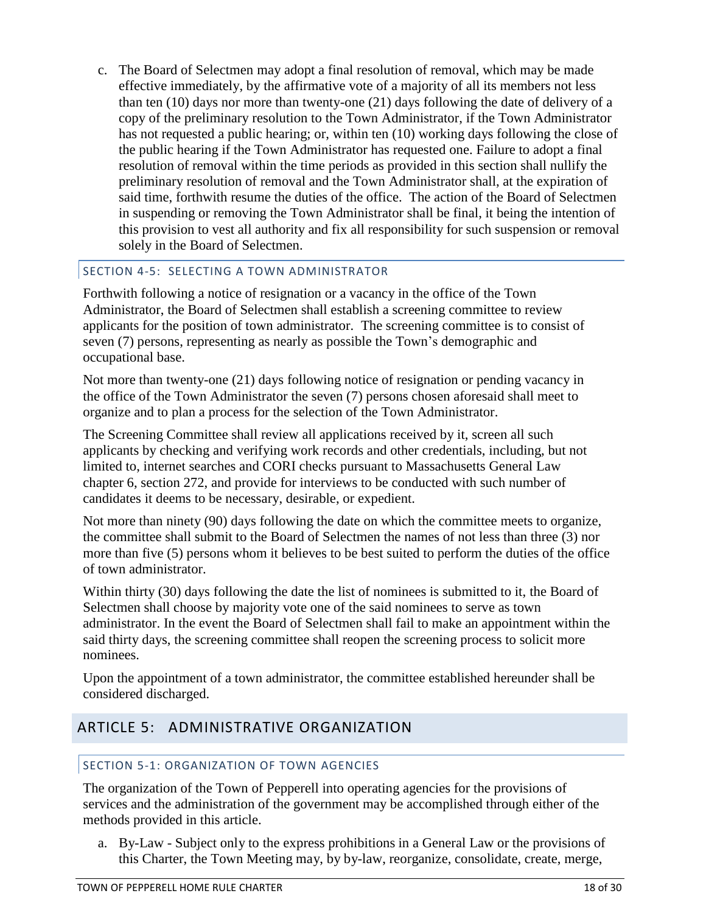c. The Board of Selectmen may adopt a final resolution of removal, which may be made effective immediately, by the affirmative vote of a majority of all its members not less than ten (10) days nor more than twenty-one (21) days following the date of delivery of a copy of the preliminary resolution to the Town Administrator, if the Town Administrator has not requested a public hearing; or, within ten (10) working days following the close of the public hearing if the Town Administrator has requested one. Failure to adopt a final resolution of removal within the time periods as provided in this section shall nullify the preliminary resolution of removal and the Town Administrator shall, at the expiration of said time, forthwith resume the duties of the office. The action of the Board of Selectmen in suspending or removing the Town Administrator shall be final, it being the intention of this provision to vest all authority and fix all responsibility for such suspension or removal solely in the Board of Selectmen.

### SECTION 4-5: SELECTING A TOWN ADMINISTRATOR

Forthwith following a notice of resignation or a vacancy in the office of the Town Administrator, the Board of Selectmen shall establish a screening committee to review applicants for the position of town administrator. The screening committee is to consist of seven (7) persons, representing as nearly as possible the Town's demographic and occupational base.

Not more than twenty-one (21) days following notice of resignation or pending vacancy in the office of the Town Administrator the seven (7) persons chosen aforesaid shall meet to organize and to plan a process for the selection of the Town Administrator.

The Screening Committee shall review all applications received by it, screen all such applicants by checking and verifying work records and other credentials, including, but not limited to, internet searches and CORI checks pursuant to Massachusetts General Law chapter 6, section 272, and provide for interviews to be conducted with such number of candidates it deems to be necessary, desirable, or expedient.

Not more than ninety (90) days following the date on which the committee meets to organize, the committee shall submit to the Board of Selectmen the names of not less than three (3) nor more than five (5) persons whom it believes to be best suited to perform the duties of the office of town administrator.

Within thirty (30) days following the date the list of nominees is submitted to it, the Board of Selectmen shall choose by majority vote one of the said nominees to serve as town administrator. In the event the Board of Selectmen shall fail to make an appointment within the said thirty days, the screening committee shall reopen the screening process to solicit more nominees.

Upon the appointment of a town administrator, the committee established hereunder shall be considered discharged.

## ARTICLE 5: ADMINISTRATIVE ORGANIZATION

### SECTION 5-1: ORGANIZATION OF TOWN AGENCIES

The organization of the Town of Pepperell into operating agencies for the provisions of services and the administration of the government may be accomplished through either of the methods provided in this article.

a. By-Law - Subject only to the express prohibitions in a General Law or the provisions of this Charter, the Town Meeting may, by by-law, reorganize, consolidate, create, merge,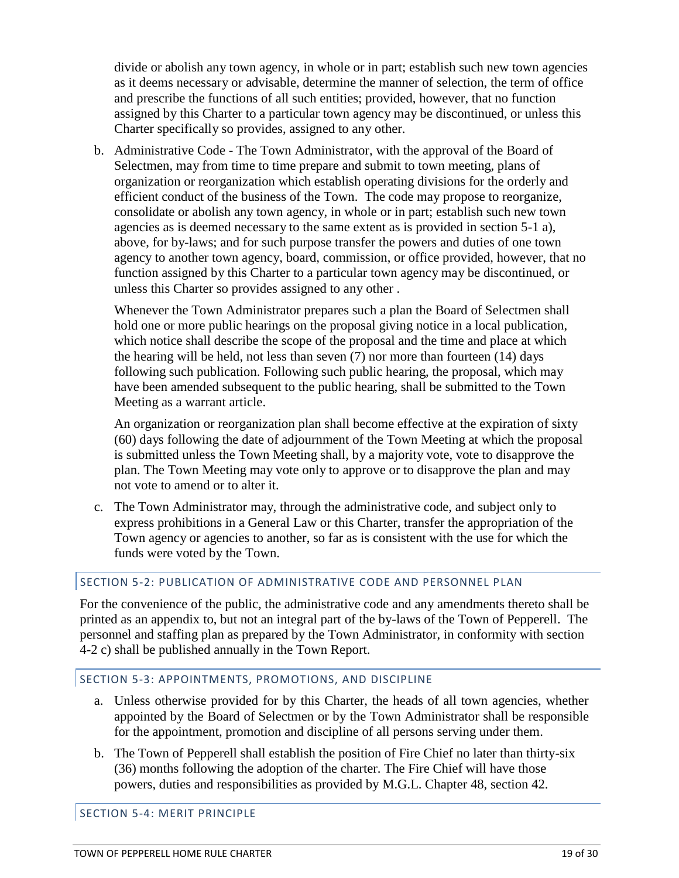divide or abolish any town agency, in whole or in part; establish such new town agencies as it deems necessary or advisable, determine the manner of selection, the term of office and prescribe the functions of all such entities; provided, however, that no function assigned by this Charter to a particular town agency may be discontinued, or unless this Charter specifically so provides, assigned to any other.

b. Administrative Code - The Town Administrator, with the approval of the Board of Selectmen, may from time to time prepare and submit to town meeting, plans of organization or reorganization which establish operating divisions for the orderly and efficient conduct of the business of the Town. The code may propose to reorganize, consolidate or abolish any town agency, in whole or in part; establish such new town agencies as is deemed necessary to the same extent as is provided in section 5-1 a), above, for by-laws; and for such purpose transfer the powers and duties of one town agency to another town agency, board, commission, or office provided, however, that no function assigned by this Charter to a particular town agency may be discontinued, or unless this Charter so provides assigned to any other .

   Whenever the Town Administrator prepares such a plan the Board of Selectmen shall hold one or more public hearings on the proposal giving notice in a local publication, which notice shall describe the scope of the proposal and the time and place at which the hearing will be held, not less than seven (7) nor more than fourteen (14) days following such publication. Following such public hearing, the proposal, which may have been amended subsequent to the public hearing, shall be submitted to the Town Meeting as a warrant article.

   An organization or reorganization plan shall become effective at the expiration of sixty (60) days following the date of adjournment of the Town Meeting at which the proposal is submitted unless the Town Meeting shall, by a majority vote, vote to disapprove the plan. The Town Meeting may vote only to approve or to disapprove the plan and may not vote to amend or to alter it.

c. The Town Administrator may, through the administrative code, and subject only to express prohibitions in a General Law or this Charter, transfer the appropriation of the Town agency or agencies to another, so far as is consistent with the use for which the funds were voted by the Town.

## SECTION 5-2: PUBLICATION OF ADMINISTRATIVE CODE AND PERSONNEL PLAN

For the convenience of the public, the administrative code and any amendments thereto shall be printed as an appendix to, but not an integral part of the by-laws of the Town of Pepperell. The personnel and staffing plan as prepared by the Town Administrator, in conformity with section 4-2 c) shall be published annually in the Town Report.

## SECTION 5-3: APPOINTMENTS, PROMOTIONS, AND DISCIPLINE

a. Unless otherwise provided for by this Charter, the heads of all town agencies, whether appointed by the Board of Selectmen or by the Town Administrator shall be responsible for the appointment, promotion and discipline of all persons serving under them.

b. The Town of Pepperell shall establish the position of Fire Chief no later than thirty-six (36) months following the adoption of the charter. The Fire Chief will have those powers, duties and responsibilities as provided by M.G.L. Chapter 48, section 42.

## SECTION 5-4: MERIT PRINCIPLE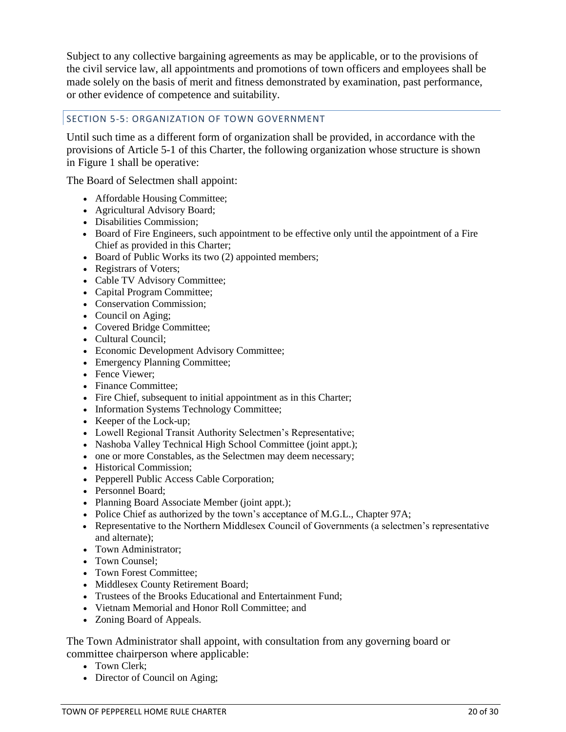Subject to any collective bargaining agreements as may be applicable, or to the provisions of the civil service law, all appointments and promotions of town officers and employees shall be made solely on the basis of merit and fitness demonstrated by examination, past performance, or other evidence of competence and suitability.

## SECTION 5-5: ORGANIZATION OF TOWN GOVERNMENT

Until such time as a different form of organization shall be provided, in accordance with the provisions of Article 5-1 of this Charter, the following organization whose structure is shown in Figure 1 shall be operative:

The Board of Selectmen shall appoint:

- Affordable Housing Committee;
- Agricultural Advisory Board;
- Disabilities Commission;
- Board of Fire Engineers, such appointment to be effective only until the appointment of a Fire Chief as provided in this Charter;
- Board of Public Works its two (2) appointed members;
- Registrars of Voters;
- Cable TV Advisory Committee;
- Capital Program Committee;
- Conservation Commission;
- Council on Aging;
- Covered Bridge Committee;
- Cultural Council;
- Economic Development Advisory Committee;
- Emergency Planning Committee;
- Fence Viewer;
- Finance Committee;
- Fire Chief, subsequent to initial appointment as in this Charter;
- Information Systems Technology Committee;
- Keeper of the Lock-up;
- Lowell Regional Transit Authority Selectmen's Representative;
- Nashoba Valley Technical High School Committee (joint appt.);
- one or more Constables, as the Selectmen may deem necessary;
- Historical Commission;
- Pepperell Public Access Cable Corporation;
- Personnel Board;
- Planning Board Associate Member (joint appt.);
- Police Chief as authorized by the town's acceptance of M.G.L., Chapter 97A;
- Representative to the Northern Middlesex Council of Governments (a selectmen's representative and alternate);
- Town Administrator;
- Town Counsel;
- Town Forest Committee;
- Middlesex County Retirement Board;
- Trustees of the Brooks Educational and Entertainment Fund;
- Vietnam Memorial and Honor Roll Committee; and
- Zoning Board of Appeals.

The Town Administrator shall appoint, with consultation from any governing board or committee chairperson where applicable:

- Town Clerk;
- Director of Council on Aging;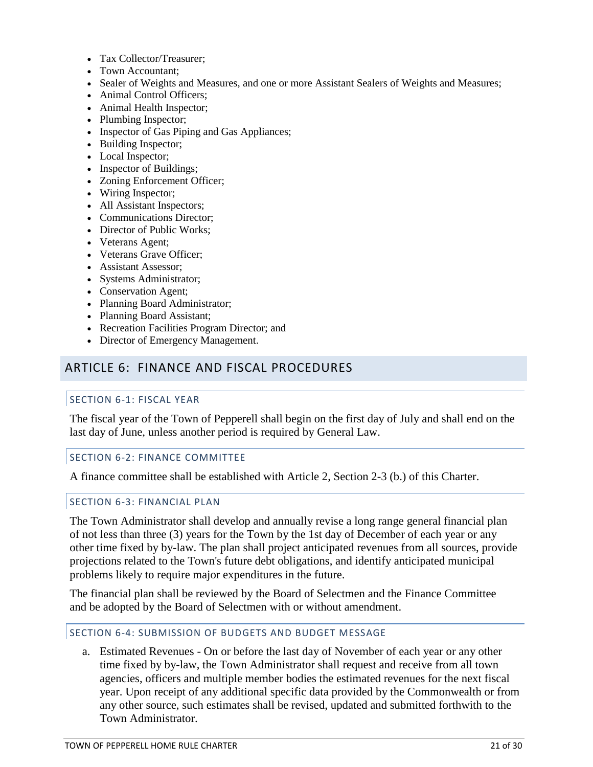- Tax Collector/Treasurer;
- Town Accountant;
- Sealer of Weights and Measures, and one or more Assistant Sealers of Weights and Measures;
- Animal Control Officers;
- Animal Health Inspector;
- Plumbing Inspector;
- Inspector of Gas Piping and Gas Appliances;
- Building Inspector;
- Local Inspector;
- Inspector of Buildings;
- Zoning Enforcement Officer;
- Wiring Inspector;
- All Assistant Inspectors;
- Communications Director;
- Director of Public Works;
- Veterans Agent;
- Veterans Grave Officer;
- Assistant Assessor;
- Systems Administrator;
- Conservation Agent;
- Planning Board Administrator;
- Planning Board Assistant;
- Recreation Facilities Program Director; and
- Director of Emergency Management.

## ARTICLE 6: FINANCE AND FISCAL PROCEDURES

### SECTION 6-1: FISCAL YEAR

The fiscal year of the Town of Pepperell shall begin on the first day of July and shall end on the last day of June, unless another period is required by General Law.

### SECTION 6-2: FINANCE COMMITTEE

A finance committee shall be established with Article 2, Section 2-3 (b.) of this Charter.

### SECTION 6-3: FINANCIAL PLAN

The Town Administrator shall develop and annually revise a long range general financial plan of not less than three (3) years for the Town by the 1st day of December of each year or any other time fixed by by-law. The plan shall project anticipated revenues from all sources, provide projections related to the Town's future debt obligations, and identify anticipated municipal problems likely to require major expenditures in the future.

The financial plan shall be reviewed by the Board of Selectmen and the Finance Committee and be adopted by the Board of Selectmen with or without amendment.

### SECTION 6-4: SUBMISSION OF BUDGETS AND BUDGET MESSAGE

a. Estimated Revenues - On or before the last day of November of each year or any other time fixed by by-law, the Town Administrator shall request and receive from all town agencies, officers and multiple member bodies the estimated revenues for the next fiscal year. Upon receipt of any additional specific data provided by the Commonwealth or from any other source, such estimates shall be revised, updated and submitted forthwith to the Town Administrator.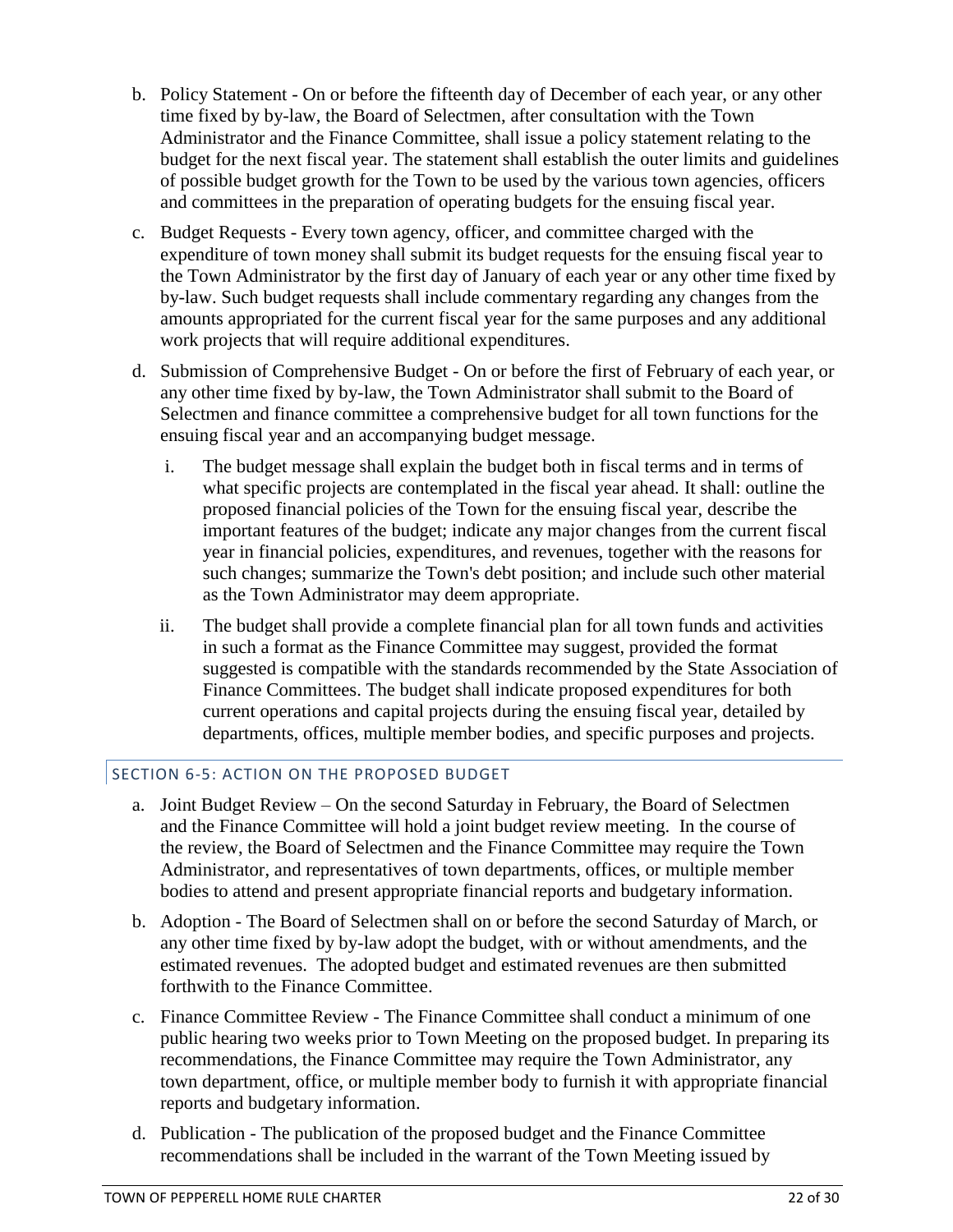b. Policy Statement - On or before the fifteenth day of December of each year, or any other time fixed by by-law, the Board of Selectmen, after consultation with the Town Administrator and the Finance Committee, shall issue a policy statement relating to the budget for the next fiscal year. The statement shall establish the outer limits and guidelines of possible budget growth for the Town to be used by the various town agencies, officers and committees in the preparation of operating budgets for the ensuing fiscal year.

c. Budget Requests - Every town agency, officer, and committee charged with the expenditure of town money shall submit its budget requests for the ensuing fiscal year to the Town Administrator by the first day of January of each year or any other time fixed by by-law. Such budget requests shall include commentary regarding any changes from the amounts appropriated for the current fiscal year for the same purposes and any additional work projects that will require additional expenditures.

d. Submission of Comprehensive Budget - On or before the first of February of each year, or any other time fixed by by-law, the Town Administrator shall submit to the Board of Selectmen and finance committee a comprehensive budget for all town functions for the ensuing fiscal year and an accompanying budget message.

   i. The budget message shall explain the budget both in fiscal terms and in terms of what specific projects are contemplated in the fiscal year ahead. It shall: outline the proposed financial policies of the Town for the ensuing fiscal year, describe the important features of the budget; indicate any major changes from the current fiscal year in financial policies, expenditures, and revenues, together with the reasons for such changes; summarize the Town's debt position; and include such other material as the Town Administrator may deem appropriate.

   ii. The budget shall provide a complete financial plan for all town funds and activities in such a format as the Finance Committee may suggest, provided the format suggested is compatible with the standards recommended by the State Association of Finance Committees. The budget shall indicate proposed expenditures for both current operations and capital projects during the ensuing fiscal year, detailed by departments, offices, multiple member bodies, and specific purposes and projects.

## SECTION 6-5: ACTION ON THE PROPOSED BUDGET

a. Joint Budget Review – On the second Saturday in February, the Board of Selectmen and the Finance Committee will hold a joint budget review meeting. In the course of the review, the Board of Selectmen and the Finance Committee may require the Town Administrator, and representatives of town departments, offices, or multiple member bodies to attend and present appropriate financial reports and budgetary information.

b. Adoption - The Board of Selectmen shall on or before the second Saturday of March, or any other time fixed by by-law adopt the budget, with or without amendments, and the estimated revenues. The adopted budget and estimated revenues are then submitted forthwith to the Finance Committee.

c. Finance Committee Review - The Finance Committee shall conduct a minimum of one public hearing two weeks prior to Town Meeting on the proposed budget. In preparing its recommendations, the Finance Committee may require the Town Administrator, any town department, office, or multiple member body to furnish it with appropriate financial reports and budgetary information.

d. Publication - The publication of the proposed budget and the Finance Committee recommendations shall be included in the warrant of the Town Meeting issued by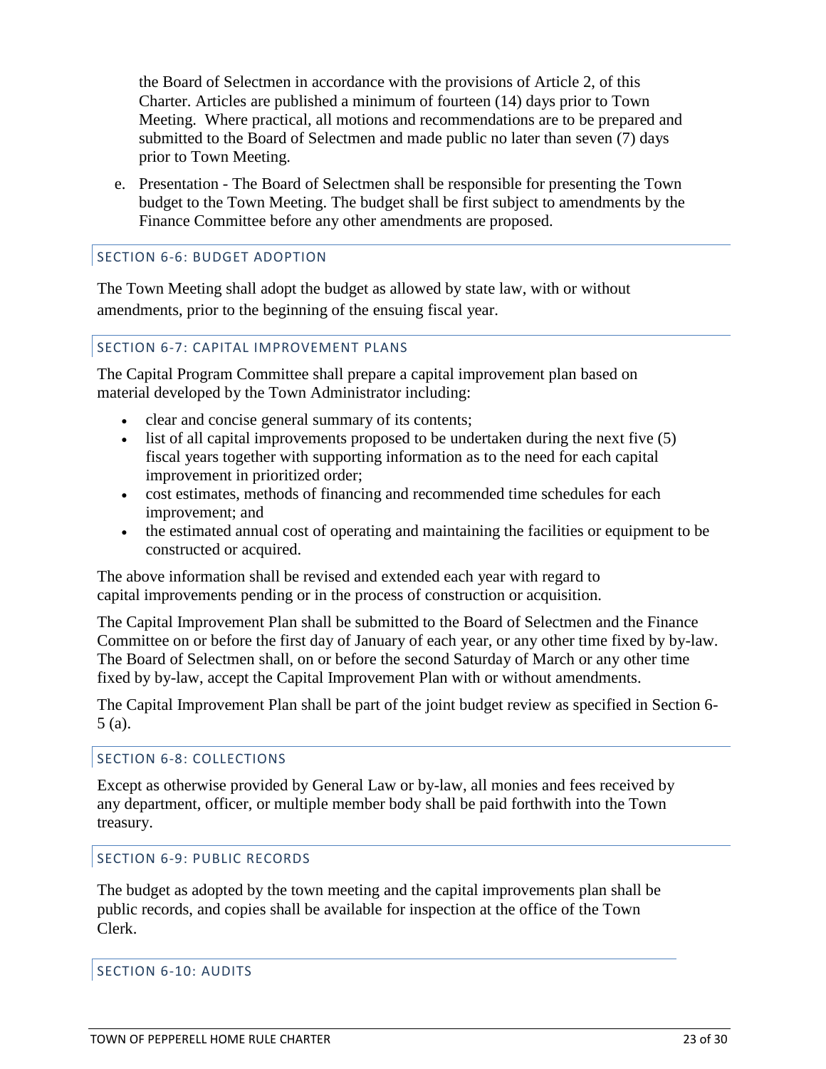the Board of Selectmen in accordance with the provisions of Article 2, of this Charter. Articles are published a minimum of fourteen (14) days prior to Town Meeting. Where practical, all motions and recommendations are to be prepared and submitted to the Board of Selectmen and made public no later than seven (7) days prior to Town Meeting.

e. Presentation - The Board of Selectmen shall be responsible for presenting the Town budget to the Town Meeting. The budget shall be first subject to amendments by the Finance Committee before any other amendments are proposed.

## SECTION 6-6: BUDGET ADOPTION

The Town Meeting shall adopt the budget as allowed by state law, with or without amendments, prior to the beginning of the ensuing fiscal year.

## SECTION 6-7: CAPITAL IMPROVEMENT PLANS

The Capital Program Committee shall prepare a capital improvement plan based on material developed by the Town Administrator including:

- clear and concise general summary of its contents;
- list of all capital improvements proposed to be undertaken during the next five (5) fiscal years together with supporting information as to the need for each capital improvement in prioritized order;
- cost estimates, methods of financing and recommended time schedules for each improvement; and
- the estimated annual cost of operating and maintaining the facilities or equipment to be constructed or acquired.

The above information shall be revised and extended each year with regard to capital improvements pending or in the process of construction or acquisition.

The Capital Improvement Plan shall be submitted to the Board of Selectmen and the Finance Committee on or before the first day of January of each year, or any other time fixed by by-law. The Board of Selectmen shall, on or before the second Saturday of March or any other time fixed by by-law, accept the Capital Improvement Plan with or without amendments.

The Capital Improvement Plan shall be part of the joint budget review as specified in Section 6-5 (a).

## SECTION 6-8: COLLECTIONS

Except as otherwise provided by General Law or by-law, all monies and fees received by any department, officer, or multiple member body shall be paid forthwith into the Town treasury.

## SECTION 6-9: PUBLIC RECORDS

The budget as adopted by the town meeting and the capital improvements plan shall be public records, and copies shall be available for inspection at the office of the Town Clerk.

## SECTION 6-10: AUDITS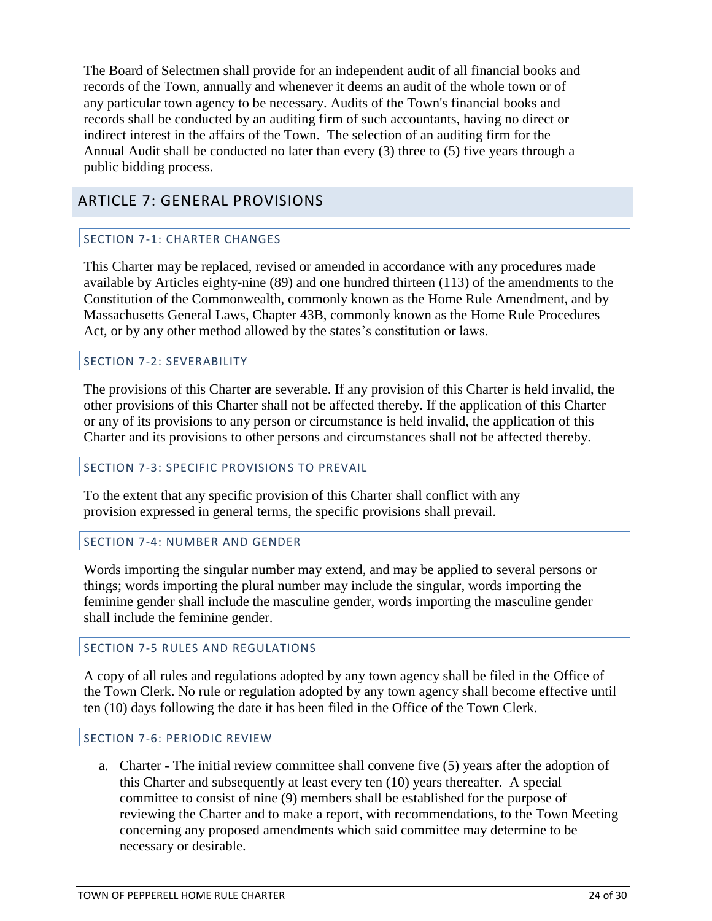The Board of Selectmen shall provide for an independent audit of all financial books and records of the Town, annually and whenever it deems an audit of the whole town or of any particular town agency to be necessary. Audits of the Town's financial books and records shall be conducted by an auditing firm of such accountants, having no direct or indirect interest in the affairs of the Town. The selection of an auditing firm for the Annual Audit shall be conducted no later than every (3) three to (5) five years through a public bidding process.

## ARTICLE 7: GENERAL PROVISIONS

### SECTION 7-1: CHARTER CHANGES

This Charter may be replaced, revised or amended in accordance with any procedures made available by Articles eighty-nine (89) and one hundred thirteen (113) of the amendments to the Constitution of the Commonwealth, commonly known as the Home Rule Amendment, and by Massachusetts General Laws, Chapter 43B, commonly known as the Home Rule Procedures Act, or by any other method allowed by the states's constitution or laws.

### SECTION 7-2: SEVERABILITY

The provisions of this Charter are severable. If any provision of this Charter is held invalid, the other provisions of this Charter shall not be affected thereby. If the application of this Charter or any of its provisions to any person or circumstance is held invalid, the application of this Charter and its provisions to other persons and circumstances shall not be affected thereby.

### SECTION 7-3: SPECIFIC PROVISIONS TO PREVAIL

To the extent that any specific provision of this Charter shall conflict with any provision expressed in general terms, the specific provisions shall prevail.

### SECTION 7-4: NUMBER AND GENDER

Words importing the singular number may extend, and may be applied to several persons or things; words importing the plural number may include the singular, words importing the feminine gender shall include the masculine gender, words importing the masculine gender shall include the feminine gender.

### SECTION 7-5 RULES AND REGULATIONS

A copy of all rules and regulations adopted by any town agency shall be filed in the Office of the Town Clerk. No rule or regulation adopted by any town agency shall become effective until ten (10) days following the date it has been filed in the Office of the Town Clerk.

### SECTION 7-6: PERIODIC REVIEW

a. Charter - The initial review committee shall convene five (5) years after the adoption of this Charter and subsequently at least every ten (10) years thereafter. A special committee to consist of nine (9) members shall be established for the purpose of reviewing the Charter and to make a report, with recommendations, to the Town Meeting concerning any proposed amendments which said committee may determine to be necessary or desirable.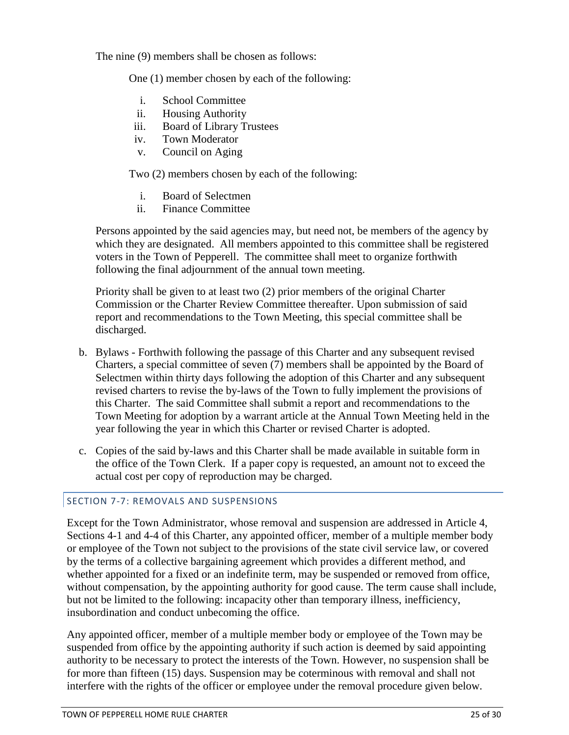The nine (9) members shall be chosen as follows:

One (1) member chosen by each of the following:

i. School Committee
ii. Housing Authority
iii. Board of Library Trustees
iv. Town Moderator
v. Council on Aging

Two (2) members chosen by each of the following:

i. Board of Selectmen
ii. Finance Committee

Persons appointed by the said agencies may, but need not, be members of the agency by which they are designated. All members appointed to this committee shall be registered voters in the Town of Pepperell. The committee shall meet to organize forthwith following the final adjournment of the annual town meeting.

Priority shall be given to at least two (2) prior members of the original Charter Commission or the Charter Review Committee thereafter. Upon submission of said report and recommendations to the Town Meeting, this special committee shall be discharged.

b. Bylaws - Forthwith following the passage of this Charter and any subsequent revised Charters, a special committee of seven (7) members shall be appointed by the Board of Selectmen within thirty days following the adoption of this Charter and any subsequent revised charters to revise the by-laws of the Town to fully implement the provisions of this Charter. The said Committee shall submit a report and recommendations to the Town Meeting for adoption by a warrant article at the Annual Town Meeting held in the year following the year in which this Charter or revised Charter is adopted.

c. Copies of the said by-laws and this Charter shall be made available in suitable form in the office of the Town Clerk. If a paper copy is requested, an amount not to exceed the actual cost per copy of reproduction may be charged.

## SECTION 7-7: REMOVALS AND SUSPENSIONS

Except for the Town Administrator, whose removal and suspension are addressed in Article 4, Sections 4-1 and 4-4 of this Charter, any appointed officer, member of a multiple member body or employee of the Town not subject to the provisions of the state civil service law, or covered by the terms of a collective bargaining agreement which provides a different method, and whether appointed for a fixed or an indefinite term, may be suspended or removed from office, without compensation, by the appointing authority for good cause. The term cause shall include, but not be limited to the following: incapacity other than temporary illness, inefficiency, insubordination and conduct unbecoming the office.

Any appointed officer, member of a multiple member body or employee of the Town may be suspended from office by the appointing authority if such action is deemed by said appointing authority to be necessary to protect the interests of the Town. However, no suspension shall be for more than fifteen (15) days. Suspension may be coterminous with removal and shall not interfere with the rights of the officer or employee under the removal procedure given below.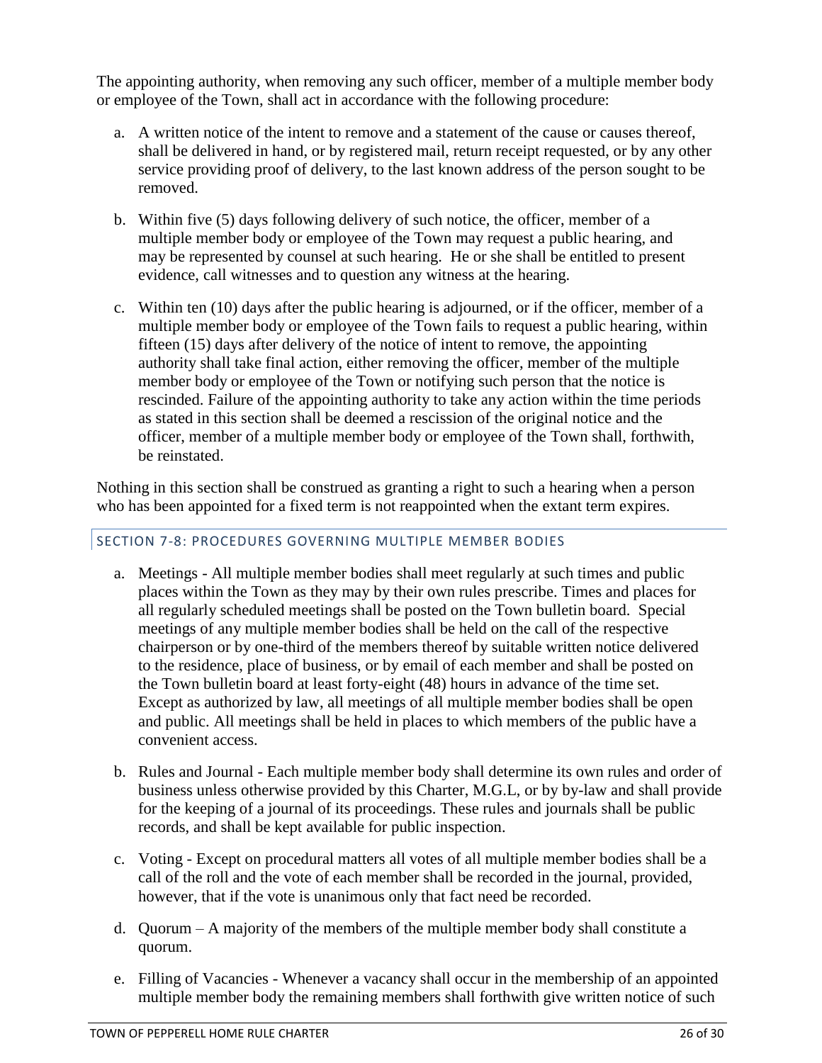The appointing authority, when removing any such officer, member of a multiple member body or employee of the Town, shall act in accordance with the following procedure:

a. A written notice of the intent to remove and a statement of the cause or causes thereof, shall be delivered in hand, or by registered mail, return receipt requested, or by any other service providing proof of delivery, to the last known address of the person sought to be removed.

b. Within five (5) days following delivery of such notice, the officer, member of a multiple member body or employee of the Town may request a public hearing, and may be represented by counsel at such hearing. He or she shall be entitled to present evidence, call witnesses and to question any witness at the hearing.

c. Within ten (10) days after the public hearing is adjourned, or if the officer, member of a multiple member body or employee of the Town fails to request a public hearing, within fifteen (15) days after delivery of the notice of intent to remove, the appointing authority shall take final action, either removing the officer, member of the multiple member body or employee of the Town or notifying such person that the notice is rescinded. Failure of the appointing authority to take any action within the time periods as stated in this section shall be deemed a rescission of the original notice and the officer, member of a multiple member body or employee of the Town shall, forthwith, be reinstated.

Nothing in this section shall be construed as granting a right to such a hearing when a person who has been appointed for a fixed term is not reappointed when the extant term expires.

## SECTION 7-8: PROCEDURES GOVERNING MULTIPLE MEMBER BODIES

a. Meetings - All multiple member bodies shall meet regularly at such times and public places within the Town as they may by their own rules prescribe. Times and places for all regularly scheduled meetings shall be posted on the Town bulletin board. Special meetings of any multiple member bodies shall be held on the call of the respective chairperson or by one-third of the members thereof by suitable written notice delivered to the residence, place of business, or by email of each member and shall be posted on the Town bulletin board at least forty-eight (48) hours in advance of the time set. Except as authorized by law, all meetings of all multiple member bodies shall be open and public. All meetings shall be held in places to which members of the public have a convenient access.

b. Rules and Journal - Each multiple member body shall determine its own rules and order of business unless otherwise provided by this Charter, M.G.L, or by by-law and shall provide for the keeping of a journal of its proceedings. These rules and journals shall be public records, and shall be kept available for public inspection.

c. Voting - Except on procedural matters all votes of all multiple member bodies shall be a call of the roll and the vote of each member shall be recorded in the journal, provided, however, that if the vote is unanimous only that fact need be recorded.

d. Quorum – A majority of the members of the multiple member body shall constitute a quorum.

e. Filling of Vacancies - Whenever a vacancy shall occur in the membership of an appointed multiple member body the remaining members shall forthwith give written notice of such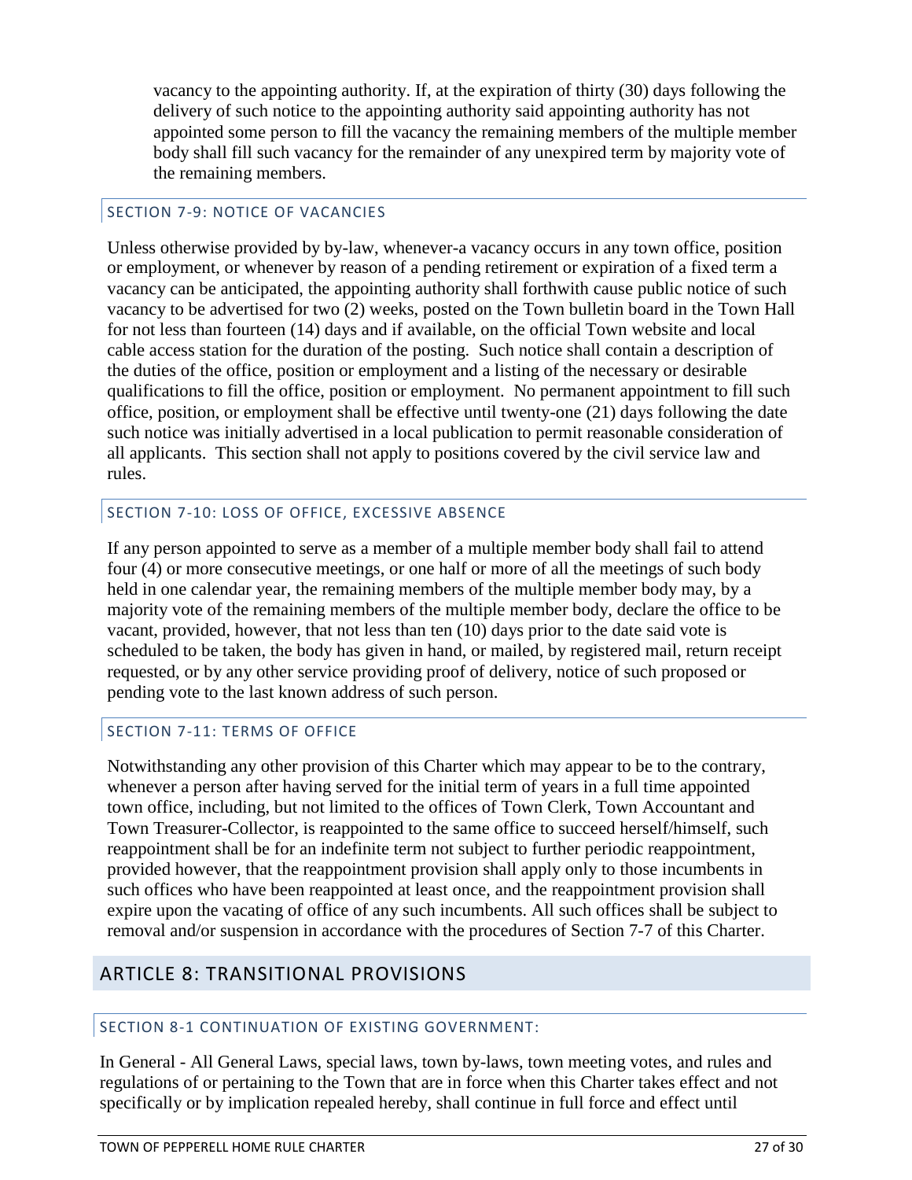vacancy to the appointing authority. If, at the expiration of thirty (30) days following the delivery of such notice to the appointing authority said appointing authority has not appointed some person to fill the vacancy the remaining members of the multiple member body shall fill such vacancy for the remainder of any unexpired term by majority vote of the remaining members.

### SECTION 7-9: NOTICE OF VACANCIES

Unless otherwise provided by by-law, whenever-a vacancy occurs in any town office, position or employment, or whenever by reason of a pending retirement or expiration of a fixed term a vacancy can be anticipated, the appointing authority shall forthwith cause public notice of such vacancy to be advertised for two (2) weeks, posted on the Town bulletin board in the Town Hall for not less than fourteen (14) days and if available, on the official Town website and local cable access station for the duration of the posting. Such notice shall contain a description of the duties of the office, position or employment and a listing of the necessary or desirable qualifications to fill the office, position or employment. No permanent appointment to fill such office, position, or employment shall be effective until twenty-one (21) days following the date such notice was initially advertised in a local publication to permit reasonable consideration of all applicants. This section shall not apply to positions covered by the civil service law and rules.

### SECTION 7-10: LOSS OF OFFICE, EXCESSIVE ABSENCE

If any person appointed to serve as a member of a multiple member body shall fail to attend four (4) or more consecutive meetings, or one half or more of all the meetings of such body held in one calendar year, the remaining members of the multiple member body may, by a majority vote of the remaining members of the multiple member body, declare the office to be vacant, provided, however, that not less than ten (10) days prior to the date said vote is scheduled to be taken, the body has given in hand, or mailed, by registered mail, return receipt requested, or by any other service providing proof of delivery, notice of such proposed or pending vote to the last known address of such person.

### SECTION 7-11: TERMS OF OFFICE

Notwithstanding any other provision of this Charter which may appear to be to the contrary, whenever a person after having served for the initial term of years in a full time appointed town office, including, but not limited to the offices of Town Clerk, Town Accountant and Town Treasurer-Collector, is reappointed to the same office to succeed herself/himself, such reappointment shall be for an indefinite term not subject to further periodic reappointment, provided however, that the reappointment provision shall apply only to those incumbents in such offices who have been reappointed at least once, and the reappointment provision shall expire upon the vacating of office of any such incumbents. All such offices shall be subject to removal and/or suspension in accordance with the procedures of Section 7-7 of this Charter.

## ARTICLE 8: TRANSITIONAL PROVISIONS

### SECTION 8-1 CONTINUATION OF EXISTING GOVERNMENT:

In General - All General Laws, special laws, town by-laws, town meeting votes, and rules and regulations of or pertaining to the Town that are in force when this Charter takes effect and not specifically or by implication repealed hereby, shall continue in full force and effect until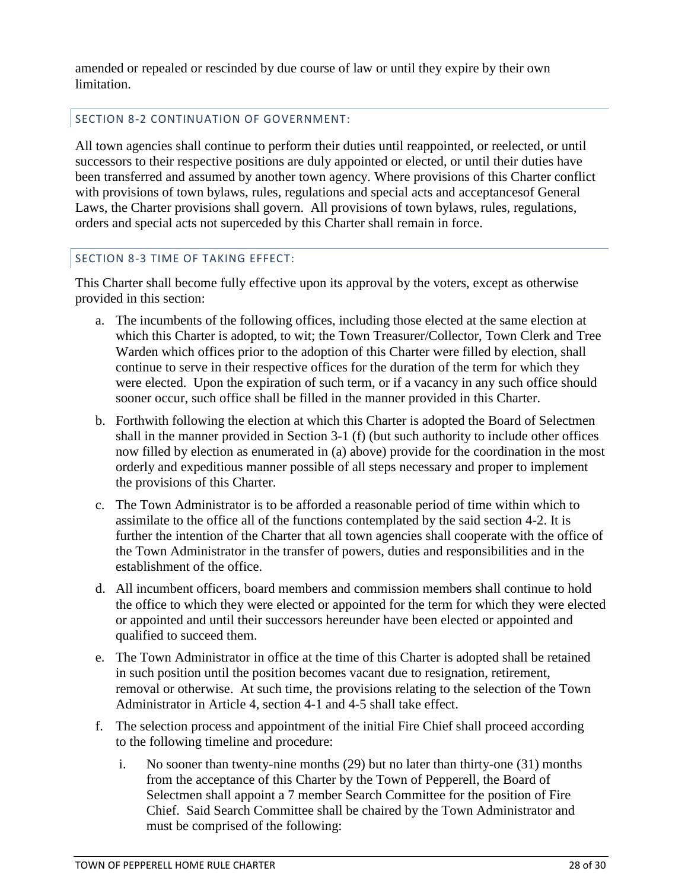amended or repealed or rescinded by due course of law or until they expire by their own limitation.

### SECTION 8-2 CONTINUATION OF GOVERNMENT:

All town agencies shall continue to perform their duties until reappointed, or reelected, or until successors to their respective positions are duly appointed or elected, or until their duties have been transferred and assumed by another town agency. Where provisions of this Charter conflict with provisions of town bylaws, rules, regulations and special acts and acceptancesof General Laws, the Charter provisions shall govern. All provisions of town bylaws, rules, regulations, orders and special acts not superceded by this Charter shall remain in force.

### SECTION 8-3 TIME OF TAKING EFFECT:

This Charter shall become fully effective upon its approval by the voters, except as otherwise provided in this section:

a. The incumbents of the following offices, including those elected at the same election at which this Charter is adopted, to wit; the Town Treasurer/Collector, Town Clerk and Tree Warden which offices prior to the adoption of this Charter were filled by election, shall continue to serve in their respective offices for the duration of the term for which they were elected. Upon the expiration of such term, or if a vacancy in any such office should sooner occur, such office shall be filled in the manner provided in this Charter.

b. Forthwith following the election at which this Charter is adopted the Board of Selectmen shall in the manner provided in Section 3-1 (f) (but such authority to include other offices now filled by election as enumerated in (a) above) provide for the coordination in the most orderly and expeditious manner possible of all steps necessary and proper to implement the provisions of this Charter.

c. The Town Administrator is to be afforded a reasonable period of time within which to assimilate to the office all of the functions contemplated by the said section 4-2. It is further the intention of the Charter that all town agencies shall cooperate with the office of the Town Administrator in the transfer of powers, duties and responsibilities and in the establishment of the office.

d. All incumbent officers, board members and commission members shall continue to hold the office to which they were elected or appointed for the term for which they were elected or appointed and until their successors hereunder have been elected or appointed and qualified to succeed them.

e. The Town Administrator in office at the time of this Charter is adopted shall be retained in such position until the position becomes vacant due to resignation, retirement, removal or otherwise. At such time, the provisions relating to the selection of the Town Administrator in Article 4, section 4-1 and 4-5 shall take effect.

f. The selection process and appointment of the initial Fire Chief shall proceed according to the following timeline and procedure:

   i. No sooner than twenty-nine months (29) but no later than thirty-one (31) months from the acceptance of this Charter by the Town of Pepperell, the Board of Selectmen shall appoint a 7 member Search Committee for the position of Fire Chief. Said Search Committee shall be chaired by the Town Administrator and must be comprised of the following: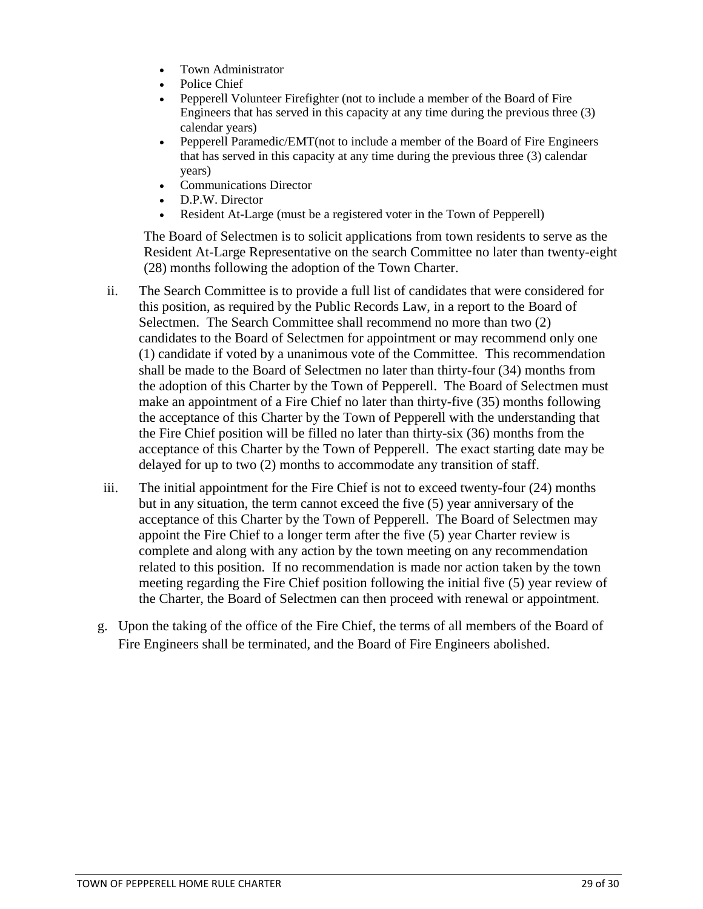- Town Administrator
- Police Chief
- Pepperell Volunteer Firefighter (not to include a member of the Board of Fire Engineers that has served in this capacity at any time during the previous three (3) calendar years)
- Pepperell Paramedic/EMT(not to include a member of the Board of Fire Engineers that has served in this capacity at any time during the previous three (3) calendar years)
- Communications Director
- D.P.W. Director
- Resident At-Large (must be a registered voter in the Town of Pepperell)

The Board of Selectmen is to solicit applications from town residents to serve as the Resident At-Large Representative on the search Committee no later than twenty-eight (28) months following the adoption of the Town Charter.

ii. The Search Committee is to provide a full list of candidates that were considered for this position, as required by the Public Records Law, in a report to the Board of Selectmen. The Search Committee shall recommend no more than two (2) candidates to the Board of Selectmen for appointment or may recommend only one (1) candidate if voted by a unanimous vote of the Committee. This recommendation shall be made to the Board of Selectmen no later than thirty-four (34) months from the adoption of this Charter by the Town of Pepperell. The Board of Selectmen must make an appointment of a Fire Chief no later than thirty-five (35) months following the acceptance of this Charter by the Town of Pepperell with the understanding that the Fire Chief position will be filled no later than thirty-six (36) months from the acceptance of this Charter by the Town of Pepperell. The exact starting date may be delayed for up to two (2) months to accommodate any transition of staff.

iii. The initial appointment for the Fire Chief is not to exceed twenty-four (24) months but in any situation, the term cannot exceed the five (5) year anniversary of the acceptance of this Charter by the Town of Pepperell. The Board of Selectmen may appoint the Fire Chief to a longer term after the five (5) year Charter review is complete and along with any action by the town meeting on any recommendation related to this position. If no recommendation is made nor action taken by the town meeting regarding the Fire Chief position following the initial five (5) year review of the Charter, the Board of Selectmen can then proceed with renewal or appointment.

g. Upon the taking of the office of the Fire Chief, the terms of all members of the Board of Fire Engineers shall be terminated, and the Board of Fire Engineers abolished.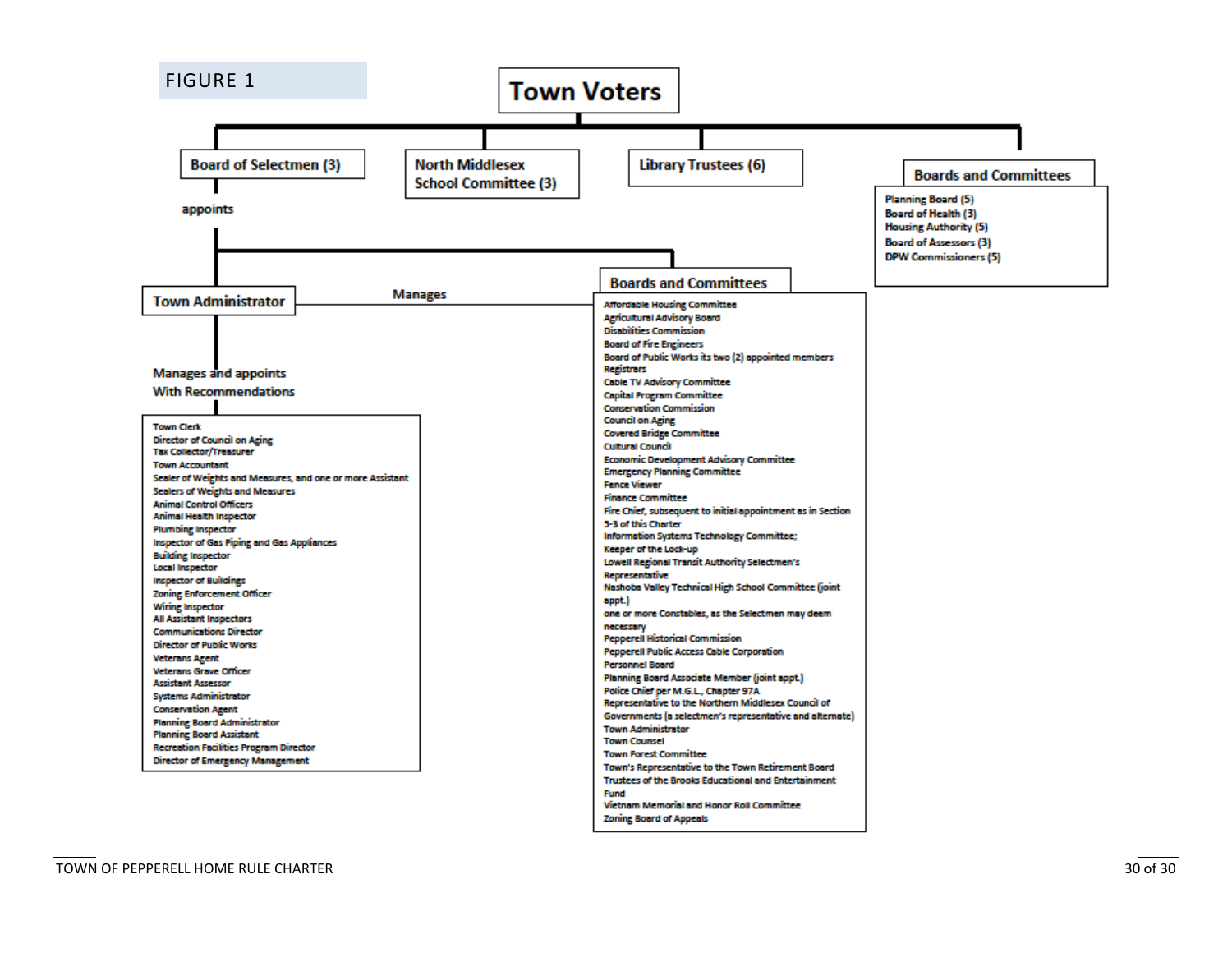FIGURE 1

# Town Voters

## Board of Selectmen (3)

appoints

## North Middlesex School Committee (3)

## Library Trustees (6)

## Boards and Committees

- Planning Board (5)
- Board of Health (3)
- Housing Authority (5)
- Board of Assessors (3)
- DPW Commissioners (5)

## Town Administrator

Manages

## Boards and Committees

- Affordable Housing Committee
- Agricultural Advisory Board
- Disabilities Commission
- Board of Fire Engineers
- Board of Public Works its two (2) appointed members
- Registrars
- Cable TV Advisory Committee
- Capital Program Committee
- Conservation Commission
- Council on Aging
- Covered Bridge Committee
- Cultural Council
- Economic Development Advisory Committee
- Emergency Planning Committee
- Fence Viewer
- Finance Committee
- Fire Chief, subsequent to initial appointment as in Section 5-3 of this Charter
- Information Systems Technology Committee;
- Keeper of the Lock-up
- Lowell Regional Transit Authority Selectmen's Representative
- Nashoba Valley Technical High School Committee (joint appt.)
- one or more Constables, as the Selectmen may deem necessary
- Pepperell Historical Commission
- Pepperell Public Access Cable Corporation
- Personnel Board
- Planning Board Associate Member (joint appt.)
- Police Chief per M.G.L., Chapter 97A
- Representative to the Northern Middlesex Council of Governments (a selectmen's representative and alternate)
- Town Administrator
- Town Counsel
- Town Forest Committee
- Town's Representative to the Town Retirement Board
- Trustees of the Brooks Educational and Entertainment Fund
- Vietnam Memorial and Honor Roll Committee
- Zoning Board of Appeals

Manages and appoints With Recommendations

- Town Clerk
- Director of Council on Aging
- Tax Collector/Treasurer
- Town Accountant
- Sealer of Weights and Measures, and one or more Assistant Sealers of Weights and Measures
- Animal Control Officers
- Animal Health Inspector
- Plumbing Inspector
- Inspector of Gas Piping and Gas Appliances
- Building Inspector
- Local Inspector
- Inspector of Buildings
- Zoning Enforcement Officer
- Wiring Inspector
- All Assistant Inspectors
- Communications Director
- Director of Public Works
- Veterans Agent
- Veterans Grave Officer
- Assistant Assessor
- Systems Administrator
- Conservation Agent
- Planning Board Administrator
- Planning Board Assistant
- Recreation Facilities Program Director
- Director of Emergency Management